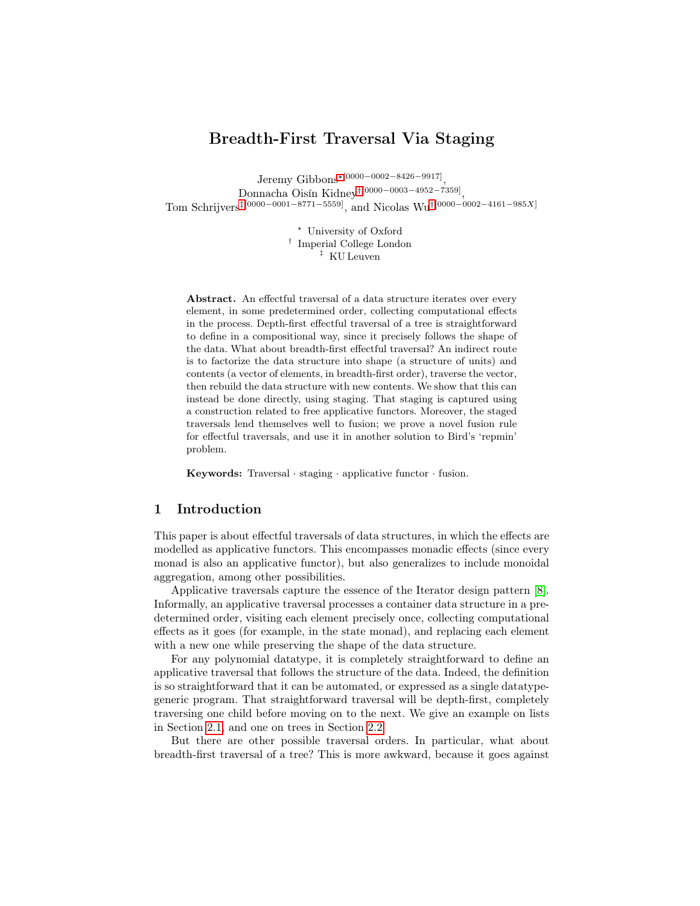# Breadth-First Traversal Via Staging

Jeremy Gibbons[⋆][0000−0002−8426−9917], Donnacha Oisín Kidney[†][0000−0003−4952−7359], Tom Schrijvers[‡][0000−0001−8771−5559], and Nicolas Wu[†][0000−0002−4161−985X]

[⋆] University of Oxford
[†] Imperial College London
[‡] KU Leuven

**Abstract.** An effectful traversal of a data structure iterates over every element, in some predetermined order, collecting computational effects in the process. Depth-first effectful traversal of a tree is straightforward to define in a compositional way, since it precisely follows the shape of the data. What about breadth-first effectful traversal? An indirect route is to factorize the data structure into shape (a structure of units) and contents (a vector of elements, in breadth-first order), traverse the vector, then rebuild the data structure with new contents. We show that this can instead be done directly, using staging. That staging is captured using a construction related to free applicative functors. Moreover, the staged traversals lend themselves well to fusion; we prove a novel fusion rule for effectful traversals, and use it in another solution to Bird's 'repmin' problem.

**Keywords:** Traversal · staging · applicative functor · fusion.

## 1 Introduction

This paper is about effectful traversals of data structures, in which the effects are modelled as applicative functors. This encompasses monadic effects (since every monad is also an applicative functor), but also generalizes to include monoidal aggregation, among other possibilities.

Applicative traversals capture the essence of the Iterator design pattern [8]. Informally, an applicative traversal processes a container data structure in a predetermined order, visiting each element precisely once, collecting computational effects as it goes (for example, in the state monad), and replacing each element with a new one while preserving the shape of the data structure.

For any polynomial datatype, it is completely straightforward to define an applicative traversal that follows the structure of the data. Indeed, the definition is so straightforward that it can be automated, or expressed as a single datatype-generic program. That straightforward traversal will be depth-first, completely traversing one child before moving on to the next. We give an example on lists in Section 2.1, and one on trees in Section 2.2.

But there are other possible traversal orders. In particular, what about breadth-first traversal of a tree? This is more awkward, because it goes against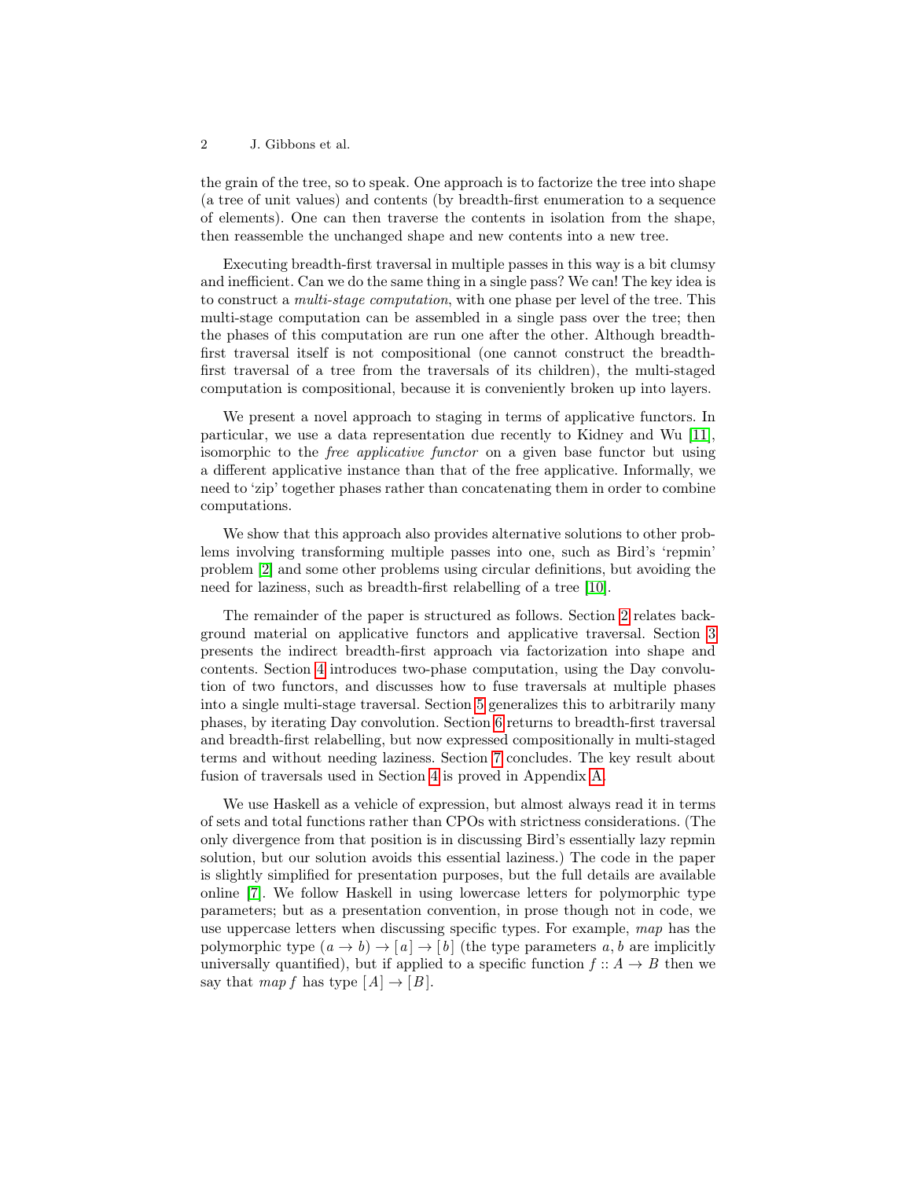the grain of the tree, so to speak. One approach is to factorize the tree into shape (a tree of unit values) and contents (by breadth-first enumeration to a sequence of elements). One can then traverse the contents in isolation from the shape, then reassemble the unchanged shape and new contents into a new tree.

Executing breadth-first traversal in multiple passes in this way is a bit clumsy and inefficient. Can we do the same thing in a single pass? We can! The key idea is to construct a *multi-stage computation*, with one phase per level of the tree. This multi-stage computation can be assembled in a single pass over the tree; then the phases of this computation are run one after the other. Although breadth-first traversal itself is not compositional (one cannot construct the breadth-first traversal of a tree from the traversals of its children), the multi-staged computation is compositional, because it is conveniently broken up into layers.

We present a novel approach to staging in terms of applicative functors. In particular, we use a data representation due recently to Kidney and Wu [11], isomorphic to the *free applicative functor* on a given base functor but using a different applicative instance than that of the free applicative. Informally, we need to 'zip' together phases rather than concatenating them in order to combine computations.

We show that this approach also provides alternative solutions to other problems involving transforming multiple passes into one, such as Bird's 'repmin' problem [2] and some other problems using circular definitions, but avoiding the need for laziness, such as breadth-first relabelling of a tree [10].

The remainder of the paper is structured as follows. Section 2 relates background material on applicative functors and applicative traversal. Section 3 presents the indirect breadth-first approach via factorization into shape and contents. Section 4 introduces two-phase computation, using the Day convolution of two functors, and discusses how to fuse traversals at multiple phases into a single multi-stage traversal. Section 5 generalizes this to arbitrarily many phases, by iterating Day convolution. Section 6 returns to breadth-first traversal and breadth-first relabelling, but now expressed compositionally in multi-staged terms and without needing laziness. Section 7 concludes. The key result about fusion of traversals used in Section 4 is proved in Appendix A.

We use Haskell as a vehicle of expression, but almost always read it in terms of sets and total functions rather than CPOs with strictness considerations. (The only divergence from that position is in discussing Bird's essentially lazy repmin solution, but our solution avoids this essential laziness.) The code in the paper is slightly simplified for presentation purposes, but the full details are available online [7]. We follow Haskell in using lowercase letters for polymorphic type parameters; but as a presentation convention, in prose though not in code, we use uppercase letters when discussing specific types. For example, *map* has the polymorphic type $(a \to b) \to [a] \to [b]$ (the type parameters $a, b$ are implicitly universally quantified), but if applied to a specific function $f :: A \to B$ then we say that $map\ f$ has type $[A] \to [B]$.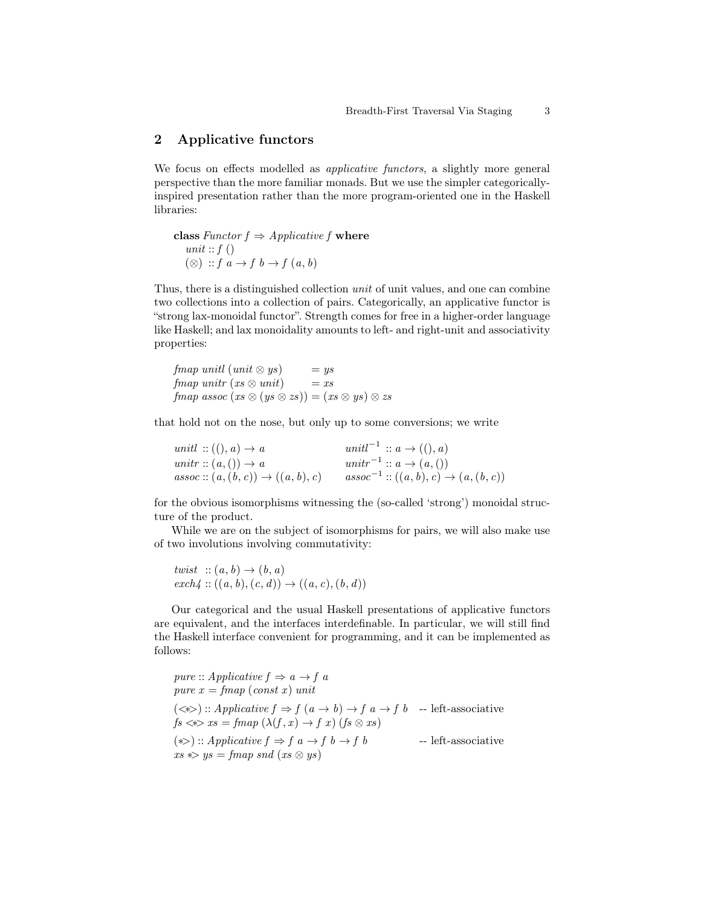## 2 Applicative functors

We focus on effects modelled as *applicative functors*, a slightly more general perspective than the more familiar monads. But we use the simpler categorically-inspired presentation rather than the more program-oriented one in the Haskell libraries:

```
class Functor f ⇒ Applicative f where
  unit :: f ()
  (⊗)  :: f a → f b → f (a, b)
```

Thus, there is a distinguished collection *unit* of unit values, and one can combine two collections into a collection of pairs. Categorically, an applicative functor is "strong lax-monoidal functor". Strength comes for free in a higher-order language like Haskell; and lax monoidality amounts to left- and right-unit and associativity properties:

```
fmap unitl (unit ⊗ ys)        = ys
fmap unitr (xs ⊗ unit)        = xs
fmap assoc (xs ⊗ (ys ⊗ zs)) = (xs ⊗ ys) ⊗ zs
```

that hold not on the nose, but only up to some conversions; we write

```
unitl :: ((), a) → a                      unitl⁻¹ :: a → ((), a)
unitr :: (a, ()) → a                      unitr⁻¹ :: a → (a, ())
assoc :: (a, (b, c)) → ((a, b), c)        assoc⁻¹ :: ((a, b), c) → (a, (b, c))
```

for the obvious isomorphisms witnessing the (so-called 'strong') monoidal structure of the product.

While we are on the subject of isomorphisms for pairs, we will also make use of two involutions involving commutativity:

```
twist :: (a, b) → (b, a)
exch4 :: ((a, b), (c, d)) → ((a, c), (b, d))
```

Our categorical and the usual Haskell presentations of applicative functors are equivalent, and the interfaces interdefinable. In particular, we will still find the Haskell interface convenient for programming, and it can be implemented as follows:

```
pure :: Applicative f ⇒ a → f a
pure x = fmap (const x) unit
(<*>) :: Applicative f ⇒ f (a → b) → f a → f b    -- left-associative
fs <*> xs = fmap (λ(f, x) → f x) (fs ⊗ xs)
(*>) :: Applicative f ⇒ f a → f b → f b              -- left-associative
xs *> ys = fmap snd (xs ⊗ ys)
```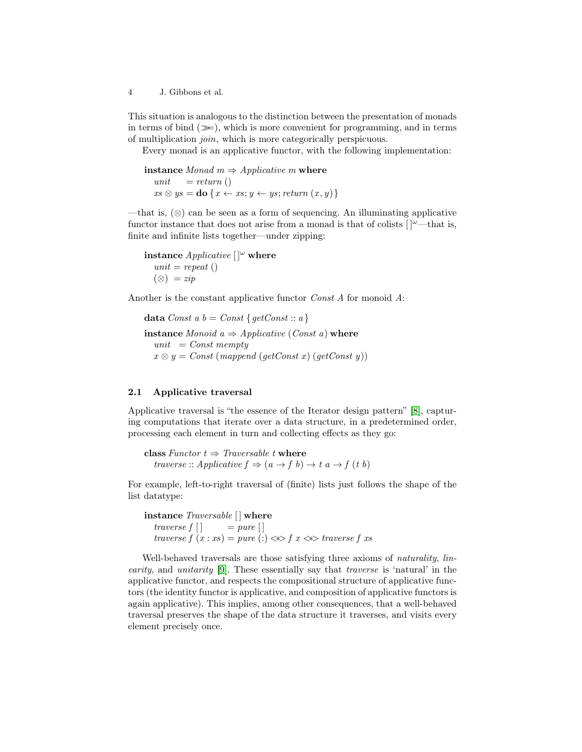This situation is analogous to the distinction between the presentation of monads in terms of bind (≫=), which is more convenient for programming, and in terms of multiplication *join*, which is more categorically perspicuous.

Every monad is an applicative functor, with the following implementation:

```
instance Monad m ⇒ Applicative m where
  unit    = return ()
  xs ⊗ ys = do { x ← xs; y ← ys; return (x, y) }
```

—that is, (⊗) can be seen as a form of sequencing. An illuminating applicative functor instance that does not arise from a monad is that of colists $[\,]^\omega$—that is, finite and infinite lists together—under zipping:

```
instance Applicative []^ω where
  unit = repeat ()
  (⊗)  = zip
```

Another is the constant applicative functor *Const A* for monoid *A*:

```
data Const a b = Const { getConst :: a }

instance Monoid a ⇒ Applicative (Const a) where
  unit  = Const mempty
  x ⊗ y = Const (mappend (getConst x) (getConst y))
```

### 2.1 Applicative traversal

Applicative traversal is "the essence of the Iterator design pattern" [8], capturing computations that iterate over a data structure, in a predetermined order, processing each element in turn and collecting effects as they go:

```
class Functor t ⇒ Traversable t where
  traverse :: Applicative f ⇒ (a → f b) → t a → f (t b)
```

For example, left-to-right traversal of (finite) lists just follows the shape of the list datatype:

```
instance Traversable [] where
  traverse f []       = pure []
  traverse f (x : xs) = pure (:) <*> f x <*> traverse f xs
```

Well-behaved traversals are those satisfying three axioms of *naturality*, *linearity*, and *unitarity* [9]. These essentially say that *traverse* is 'natural' in the applicative functor, and respects the compositional structure of applicative functors (the identity functor is applicative, and composition of applicative functors is again applicative). This implies, among other consequences, that a well-behaved traversal preserves the shape of the data structure it traverses, and visits every element precisely once.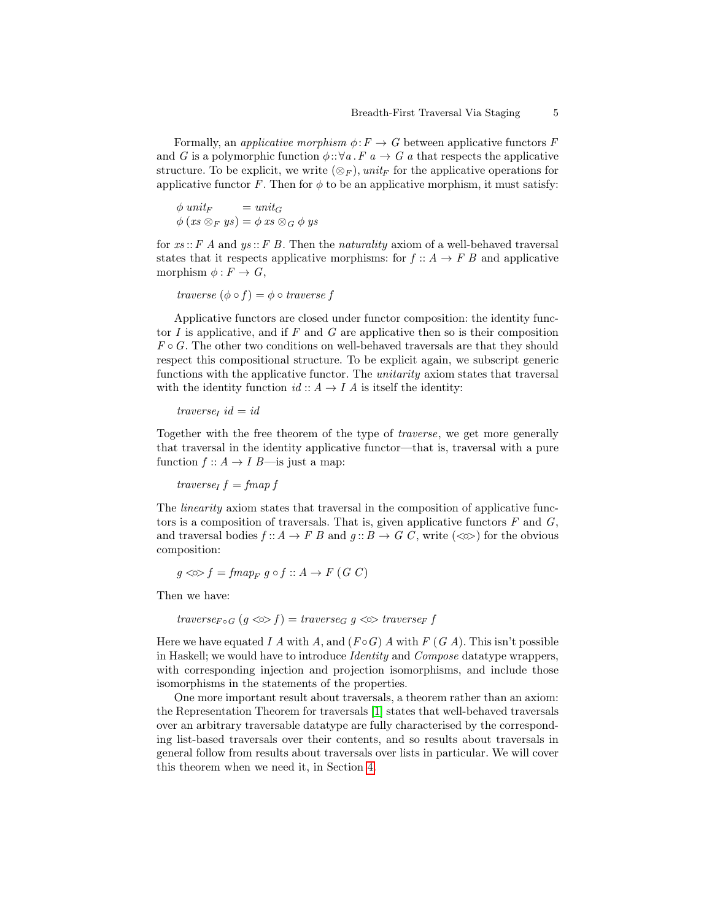Formally, an *applicative morphism* $\phi : F \to G$ between applicative functors $F$ and $G$ is a polymorphic function $\phi :: \forall a . F\ a \to G\ a$ that respects the applicative structure. To be explicit, we write $(\otimes_F)$, $unit_F$ for the applicative operations for applicative functor $F$. Then for $\phi$ to be an applicative morphism, it must satisfy:

$$
\begin{aligned}
\phi\ unit_F &= unit_G \\
\phi\ (xs \otimes_F ys) &= \phi\ xs \otimes_G \phi\ ys
\end{aligned}
$$

for $xs :: F\ A$ and $ys :: F\ B$. Then the *naturality* axiom of a well-behaved traversal states that it respects applicative morphisms: for $f :: A \to F\ B$ and applicative morphism $\phi : F \to G$,

$$
\mathit{traverse}\ (\phi \circ f) = \phi \circ \mathit{traverse}\ f
$$

Applicative functors are closed under functor composition: the identity functor $I$ is applicative, and if $F$ and $G$ are applicative then so is their composition $F \circ G$. The other two conditions on well-behaved traversals are that they should respect this compositional structure. To be explicit again, we subscript generic functions with the applicative functor. The *unitarity* axiom states that traversal with the identity function $id :: A \to I\ A$ is itself the identity:

$$
\mathit{traverse}_I\ id = id
$$

Together with the free theorem of the type of *traverse*, we get more generally that traversal in the identity applicative functor—that is, traversal with a pure function $f :: A \to I\ B$—is just a map:

$$
\mathit{traverse}_I\ f = \mathit{fmap}\ f
$$

The *linearity* axiom states that traversal in the composition of applicative functors is a composition of traversals. That is, given applicative functors $F$ and $G$, and traversal bodies $f :: A \to F\ B$ and $g :: B \to G\ C$, write $(<\!\circ\!>)$ for the obvious composition:

$$
g <\!\circ\!> f = \mathit{fmap}_F\ g \circ f :: A \to F\ (G\ C)
$$

Then we have:

$$
\mathit{traverse}_{F \circ G}\ (g <\!\circ\!> f) = \mathit{traverse}_G\ g <\!\circ\!> \mathit{traverse}_F\ f
$$

Here we have equated $I\ A$ with $A$, and $(F \circ G)\ A$ with $F\ (G\ A)$. This isn't possible in Haskell; we would have to introduce *Identity* and *Compose* datatype wrappers, with corresponding injection and projection isomorphisms, and include those isomorphisms in the statements of the properties.

One more important result about traversals, a theorem rather than an axiom: the Representation Theorem for traversals [1] states that well-behaved traversals over an arbitrary traversable datatype are fully characterised by the corresponding list-based traversals over their contents, and so results about traversals in general follow from results about traversals over lists in particular. We will cover this theorem when we need it, in Section 4.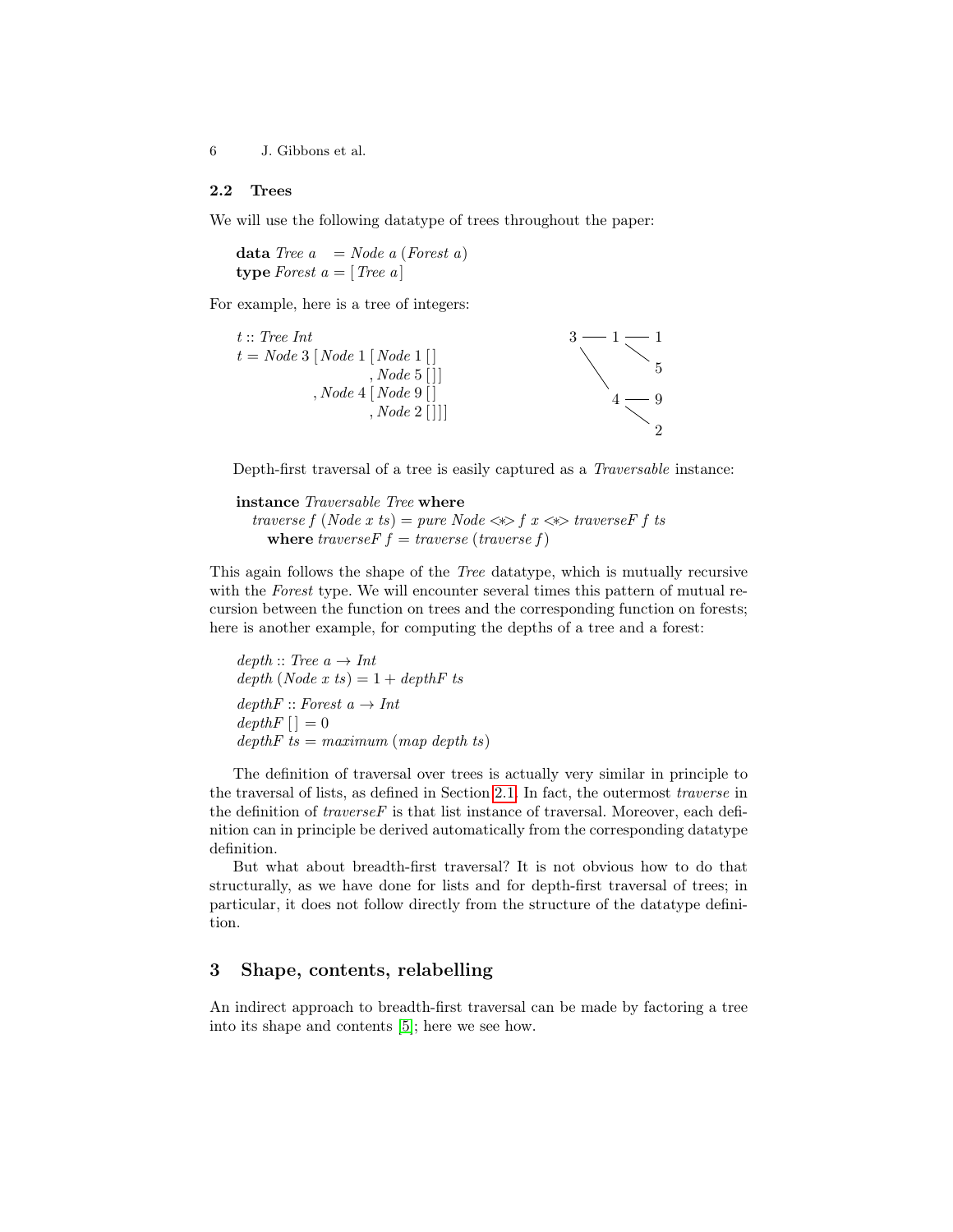### 2.2 Trees

We will use the following datatype of trees throughout the paper:

```
data Tree a   = Node a (Forest a)
type Forest a = [Tree a]
```

For example, here is a tree of integers:

```
t :: Tree Int
t = Node 3 [Node 1 [Node 1 []
                   , Node 5 []]
           , Node 4 [Node 9 []
                    , Node 2 []]]
```

```
3 —— 1 —— 1
 \     \
  \     5
   \
    4 —— 9
      \
       2
```

Depth-first traversal of a tree is easily captured as a *Traversable* instance:

```
instance Traversable Tree where
  traverse f (Node x ts) = pure Node <*> f x <*> traverseF f ts
    where traverseF f = traverse (traverse f)
```

This again follows the shape of the *Tree* datatype, which is mutually recursive with the *Forest* type. We will encounter several times this pattern of mutual recursion between the function on trees and the corresponding function on forests; here is another example, for computing the depths of a tree and a forest:

```
depth :: Tree a → Int
depth (Node x ts) = 1 + depthF ts

depthF :: Forest a → Int
depthF [] = 0
depthF ts = maximum (map depth ts)
```

The definition of traversal over trees is actually very similar in principle to the traversal of lists, as defined in Section 2.1. In fact, the outermost *traverse* in the definition of *traverseF* is that list instance of traversal. Moreover, each definition can in principle be derived automatically from the corresponding datatype definition.

But what about breadth-first traversal? It is not obvious how to do that structurally, as we have done for lists and for depth-first traversal of trees; in particular, it does not follow directly from the structure of the datatype definition.

## 3 Shape, contents, relabelling

An indirect approach to breadth-first traversal can be made by factoring a tree into its shape and contents [5]; here we see how.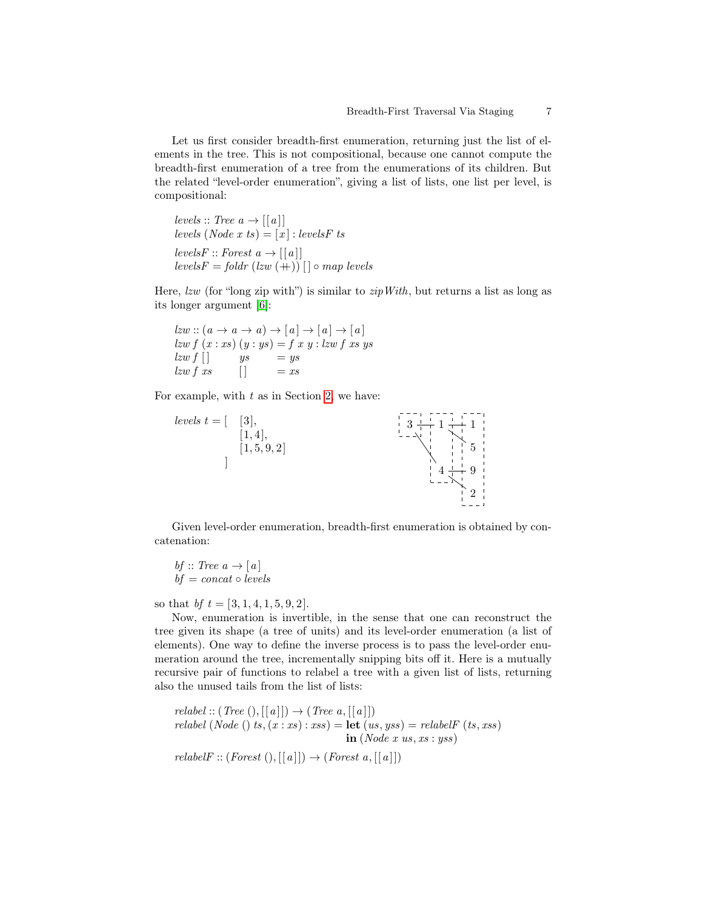Let us first consider breadth-first enumeration, returning just the list of elements in the tree. This is not compositional, because one cannot compute the breadth-first enumeration of a tree from the enumerations of its children. But the related "level-order enumeration", giving a list of lists, one list per level, is compositional:

```
levels :: Tree a → [[a]]
levels (Node x ts) = [x] : levelsF ts

levelsF :: Forest a → [[a]]
levelsF = foldr (lzw (++)) [] ∘ map levels
```

Here, *lzw* (for "long zip with") is similar to *zipWith*, but returns a list as long as its longer argument [6]:

```
lzw :: (a → a → a) → [a] → [a] → [a]
lzw f (x : xs) (y : ys) = f x y : lzw f xs ys
lzw f []       ys       = ys
lzw f xs       []       = xs
```

For example, with $t$ as in Section 2, we have:

```
levels t = [ [3],
             [1,4],
             [1,5,9,2]
           ]
```

Given level-order enumeration, breadth-first enumeration is obtained by concatenation:

```
bf :: Tree a → [a]
bf = concat ∘ levels
```

so that $bf\ t = [3,1,4,1,5,9,2]$.

Now, enumeration is invertible, in the sense that one can reconstruct the tree given its shape (a tree of units) and its level-order enumeration (a list of elements). One way to define the inverse process is to pass the level-order enumeration around the tree, incrementally snipping bits off it. Here is a mutually recursive pair of functions to relabel a tree with a given list of lists, returning also the unused tails from the list of lists:

```
relabel :: (Tree (), [[a]]) → (Tree a, [[a]])
relabel (Node () ts, (x : xs) : xss) = let (us, yss) = relabelF (ts, xss)
                                       in (Node x us, xs : yss)

relabelF :: (Forest (), [[a]]) → (Forest a, [[a]])
```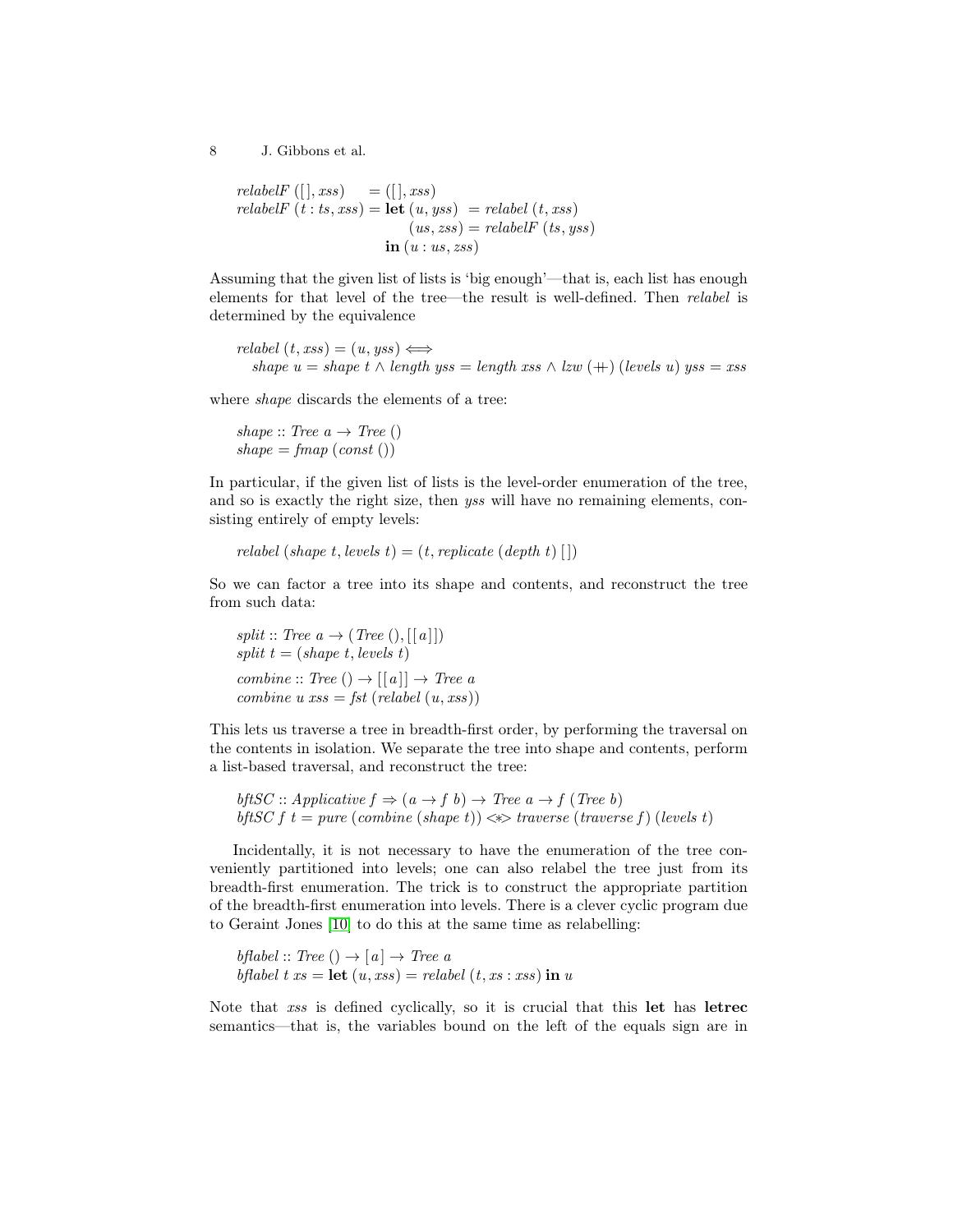```
relabelF ([], xss)      = ([], xss)
relabelF (t : ts, xss) = let (u, yss)  = relabel (t, xss)
                             (us, zss) = relabelF (ts, yss)
                         in (u : us, zss)
```

Assuming that the given list of lists is 'big enough'—that is, each list has enough elements for that level of the tree—the result is well-defined. Then *relabel* is determined by the equivalence

$$
\begin{array}{l}
\mathit{relabel}\ (t, \mathit{xss}) = (u, \mathit{yss}) \iff \\
\quad \mathit{shape}\ u = \mathit{shape}\ t \wedge \mathit{length}\ \mathit{yss} = \mathit{length}\ \mathit{xss} \wedge \mathit{lzw}\ (+\!\!+)\ (\mathit{levels}\ u)\ \mathit{yss} = \mathit{xss}
\end{array}
$$

where *shape* discards the elements of a tree:

```
shape :: Tree a → Tree ()
shape = fmap (const ())
```

In particular, if the given list of lists is the level-order enumeration of the tree, and so is exactly the right size, then *yss* will have no remaining elements, consisting entirely of empty levels:

```
relabel (shape t, levels t) = (t, replicate (depth t) [])
```

So we can factor a tree into its shape and contents, and reconstruct the tree from such data:

```
split :: Tree a → (Tree (), [[a]])
split t = (shape t, levels t)

combine :: Tree () → [[a]] → Tree a
combine u xss = fst (relabel (u, xss))
```

This lets us traverse a tree in breadth-first order, by performing the traversal on the contents in isolation. We separate the tree into shape and contents, perform a list-based traversal, and reconstruct the tree:

```
bftSC :: Applicative f ⇒ (a → f b) → Tree a → f (Tree b)
bftSC f t = pure (combine (shape t)) <*> traverse (traverse f) (levels t)
```

Incidentally, it is not necessary to have the enumeration of the tree conveniently partitioned into levels; one can also relabel the tree just from its breadth-first enumeration. The trick is to construct the appropriate partition of the breadth-first enumeration into levels. There is a clever cyclic program due to Geraint Jones [10] to do this at the same time as relabelling:

```
bflabel :: Tree () → [a] → Tree a
bflabel t xs = let (u, xss) = relabel (t, xs : xss) in u
```

Note that *xss* is defined cyclically, so it is crucial that this **let** has **letrec** semantics—that is, the variables bound on the left of the equals sign are in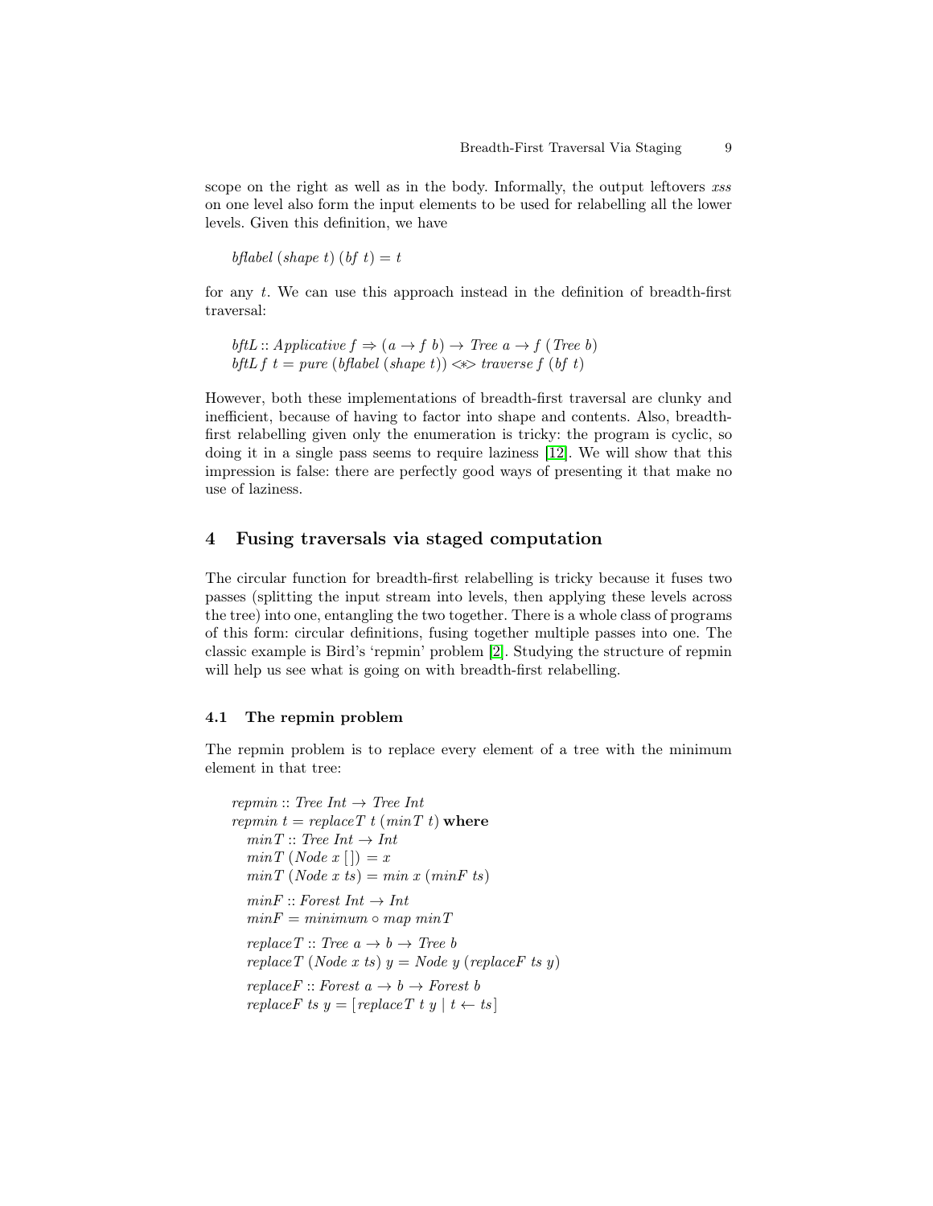scope on the right as well as in the body. Informally, the output leftovers *xss* on one level also form the input elements to be used for relabelling all the lower levels. Given this definition, we have

```
bflabel (shape t) (bf t) = t
```

for any $t$. We can use this approach instead in the definition of breadth-first traversal:

```
bftL :: Applicative f ⇒ (a → f b) → Tree a → f (Tree b)
bftL f t = pure (bflabel (shape t)) <*> traverse f (bf t)
```

However, both these implementations of breadth-first traversal are clunky and inefficient, because of having to factor into shape and contents. Also, breadth-first relabelling given only the enumeration is tricky: the program is cyclic, so doing it in a single pass seems to require laziness [12]. We will show that this impression is false: there are perfectly good ways of presenting it that make no use of laziness.

## 4 Fusing traversals via staged computation

The circular function for breadth-first relabelling is tricky because it fuses two passes (splitting the input stream into levels, then applying these levels across the tree) into one, entangling the two together. There is a whole class of programs of this form: circular definitions, fusing together multiple passes into one. The classic example is Bird's 'repmin' problem [2]. Studying the structure of repmin will help us see what is going on with breadth-first relabelling.

### 4.1 The repmin problem

The repmin problem is to replace every element of a tree with the minimum element in that tree:

```
repmin :: Tree Int → Tree Int
repmin t = replaceT t (minT t) where
  minT :: Tree Int → Int
  minT (Node x []) = x
  minT (Node x ts) = min x (minF ts)

  minF :: Forest Int → Int
  minF = minimum ∘ map minT

  replaceT :: Tree a → b → Tree b
  replaceT (Node x ts) y = Node y (replaceF ts y)

  replaceF :: Forest a → b → Forest b
  replaceF ts y = [replaceT t y | t ← ts]
```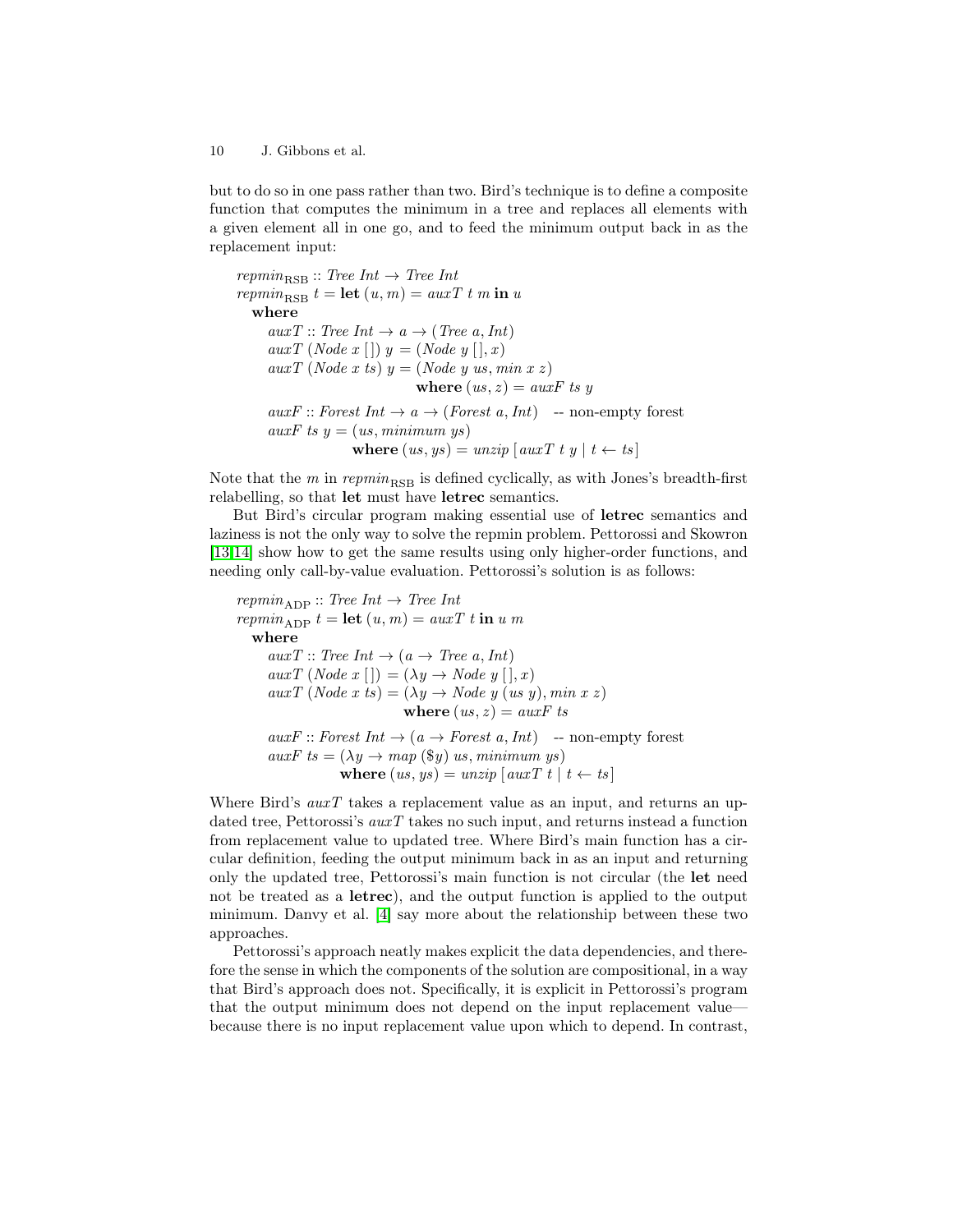but to do so in one pass rather than two. Bird's technique is to define a composite function that computes the minimum in a tree and replaces all elements with a given element all in one go, and to feed the minimum output back in as the replacement input:

```
repmin_RSB :: Tree Int → Tree Int
repmin_RSB t = let (u, m) = auxT t m in u
  where
    auxT :: Tree Int → a → (Tree a, Int)
    auxT (Node x [ ]) y = (Node y [ ], x)
    auxT (Node x ts) y = (Node y us, min x z)
                         where (us, z) = auxF ts y
    auxF :: Forest Int → a → (Forest a, Int)   -- non-empty forest
    auxF ts y = (us, minimum ys)
                where (us, ys) = unzip [auxT t y | t ← ts]
```

Note that the $m$ in $repmin_{\mathrm{RSB}}$ is defined cyclically, as with Jones's breadth-first relabelling, so that **let** must have **letrec** semantics.

But Bird's circular program making essential use of **letrec** semantics and laziness is not the only way to solve the repmin problem. Pettorossi and Skowron [13,14] show how to get the same results using only higher-order functions, and needing only call-by-value evaluation. Pettorossi's solution is as follows:

```
repmin_ADP :: Tree Int → Tree Int
repmin_ADP t = let (u, m) = auxT t in u m
  where
    auxT :: Tree Int → (a → Tree a, Int)
    auxT (Node x [ ]) = (λy → Node y [ ], x)
    auxT (Node x ts) = (λy → Node y (us y), min x z)
                       where (us, z) = auxF ts
    auxF :: Forest Int → (a → Forest a, Int)   -- non-empty forest
    auxF ts = (λy → map ($y) us, minimum ys)
              where (us, ys) = unzip [auxT t | t ← ts]
```

Where Bird's *auxT* takes a replacement value as an input, and returns an updated tree, Pettorossi's *auxT* takes no such input, and returns instead a function from replacement value to updated tree. Where Bird's main function has a circular definition, feeding the output minimum back in as an input and returning only the updated tree, Pettorossi's main function is not circular (the **let** need not be treated as a **letrec**), and the output function is applied to the output minimum. Danvy et al. [4] say more about the relationship between these two approaches.

Pettorossi's approach neatly makes explicit the data dependencies, and therefore the sense in which the components of the solution are compositional, in a way that Bird's approach does not. Specifically, it is explicit in Pettorossi's program that the output minimum does not depend on the input replacement value—because there is no input replacement value upon which to depend. In contrast,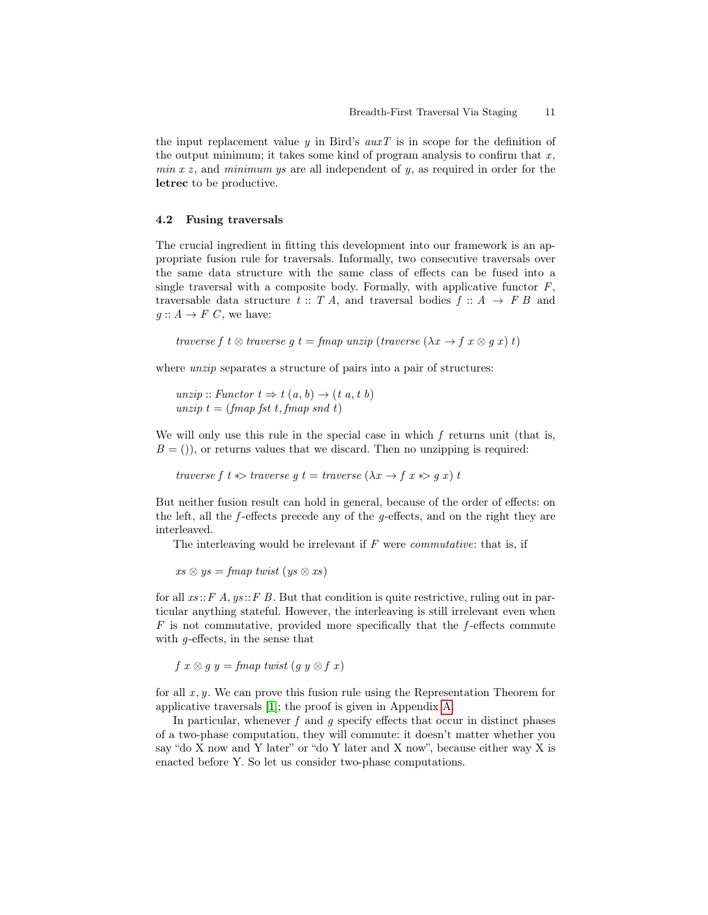the input replacement value $y$ in Bird's $auxT$ is in scope for the definition of the output minimum; it takes some kind of program analysis to confirm that $x$, $min\ x\ z$, and $minimum\ ys$ are all independent of $y$, as required in order for the **letrec** to be productive.

### 4.2 Fusing traversals

The crucial ingredient in fitting this development into our framework is an appropriate fusion rule for traversals. Informally, two consecutive traversals over the same data structure with the same class of effects can be fused into a single traversal with a composite body. Formally, with applicative functor $F$, traversable data structure $t :: T\ A$, and traversal bodies $f :: A \to F\ B$ and $g :: A \to F\ C$, we have:

$$traverse\ f\ t \otimes traverse\ g\ t = fmap\ unzip\ (traverse\ (\lambda x \to f\ x \otimes g\ x)\ t)$$

where *unzip* separates a structure of pairs into a pair of structures:

$$
\begin{array}{l}
unzip :: Functor\ t \Rightarrow t\ (a, b) \to (t\ a, t\ b) \\
unzip\ t = (fmap\ fst\ t, fmap\ snd\ t)
\end{array}
$$

We will only use this rule in the special case in which $f$ returns unit (that is, $B = ()$), or returns values that we discard. Then no unzipping is required:

$$traverse\ f\ t \ast\!\!> traverse\ g\ t = traverse\ (\lambda x \to f\ x \ast\!\!> g\ x)\ t$$

But neither fusion result can hold in general, because of the order of effects: on the left, all the $f$-effects precede any of the $g$-effects, and on the right they are interleaved.

The interleaving would be irrelevant if $F$ were *commutative*: that is, if

$$xs \otimes ys = fmap\ twist\ (ys \otimes xs)$$

for all $xs :: F\ A, ys :: F\ B$. But that condition is quite restrictive, ruling out in particular anything stateful. However, the interleaving is still irrelevant even when $F$ is not commutative, provided more specifically that the $f$-effects commute with $g$-effects, in the sense that

$$f\ x \otimes g\ y = fmap\ twist\ (g\ y \otimes f\ x)$$

for all $x, y$. We can prove this fusion rule using the Representation Theorem for applicative traversals [1]; the proof is given in Appendix A.

In particular, whenever $f$ and $g$ specify effects that occur in distinct phases of a two-phase computation, they will commute: it doesn't matter whether you say "do X now and Y later" or "do Y later and X now", because either way X is enacted before Y. So let us consider two-phase computations.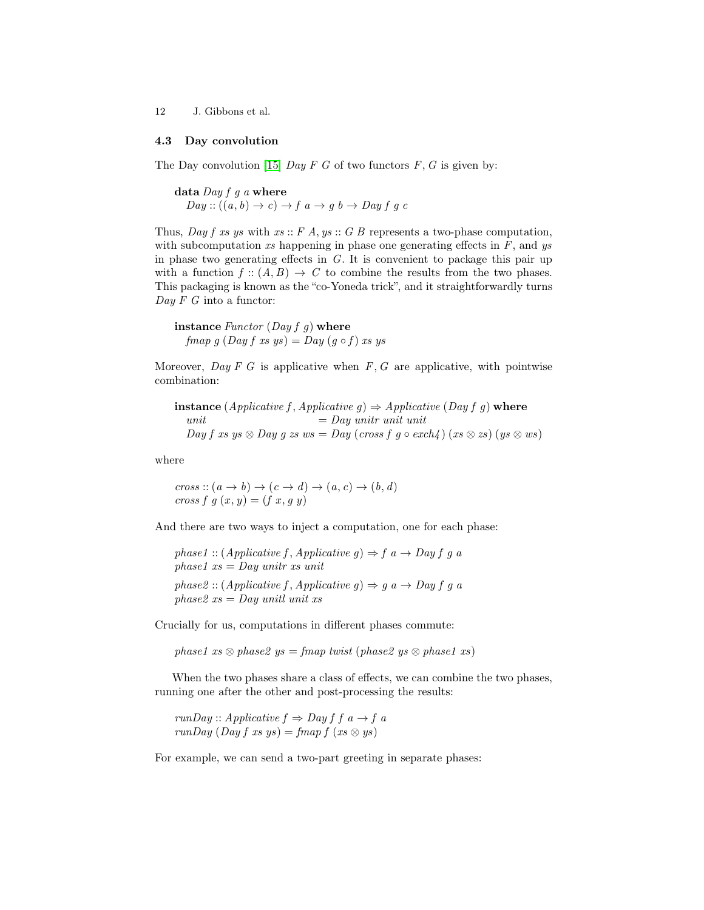### 4.3 Day convolution

The Day convolution [15] *Day F G* of two functors *F*, *G* is given by:

```
data Day f g a where
  Day :: ((a, b) → c) → f a → g b → Day f g c
```

Thus, *Day f xs ys* with *xs* :: *F A*, *ys* :: *G B* represents a two-phase computation, with subcomputation *xs* happening in phase one generating effects in *F*, and *ys* in phase two generating effects in *G*. It is convenient to package this pair up with a function *f* :: (*A*, *B*) → *C* to combine the results from the two phases. This packaging is known as the "co-Yoneda trick", and it straightforwardly turns *Day F G* into a functor:

```
instance Functor (Day f g) where
  fmap g (Day f xs ys) = Day (g ∘ f) xs ys
```

Moreover, *Day F G* is applicative when *F*, *G* are applicative, with pointwise combination:

```
instance (Applicative f, Applicative g) ⇒ Applicative (Day f g) where
  unit                          = Day unitr unit unit
  Day f xs ys ⊗ Day g zs ws = Day (cross f g ∘ exch4) (xs ⊗ zs) (ys ⊗ ws)
```

where

```
cross :: (a → b) → (c → d) → (a, c) → (b, d)
cross f g (x, y) = (f x, g y)
```

And there are two ways to inject a computation, one for each phase:

```
phase1 :: (Applicative f, Applicative g) ⇒ f a → Day f g a
phase1 xs = Day unitr xs unit

phase2 :: (Applicative f, Applicative g) ⇒ g a → Day f g a
phase2 xs = Day unitl unit xs
```

Crucially for us, computations in different phases commute:

```
phase1 xs ⊗ phase2 ys = fmap twist (phase2 ys ⊗ phase1 xs)
```

When the two phases share a class of effects, we can combine the two phases, running one after the other and post-processing the results:

```
runDay :: Applicative f ⇒ Day f f a → f a
runDay (Day f xs ys) = fmap f (xs ⊗ ys)
```

For example, we can send a two-part greeting in separate phases: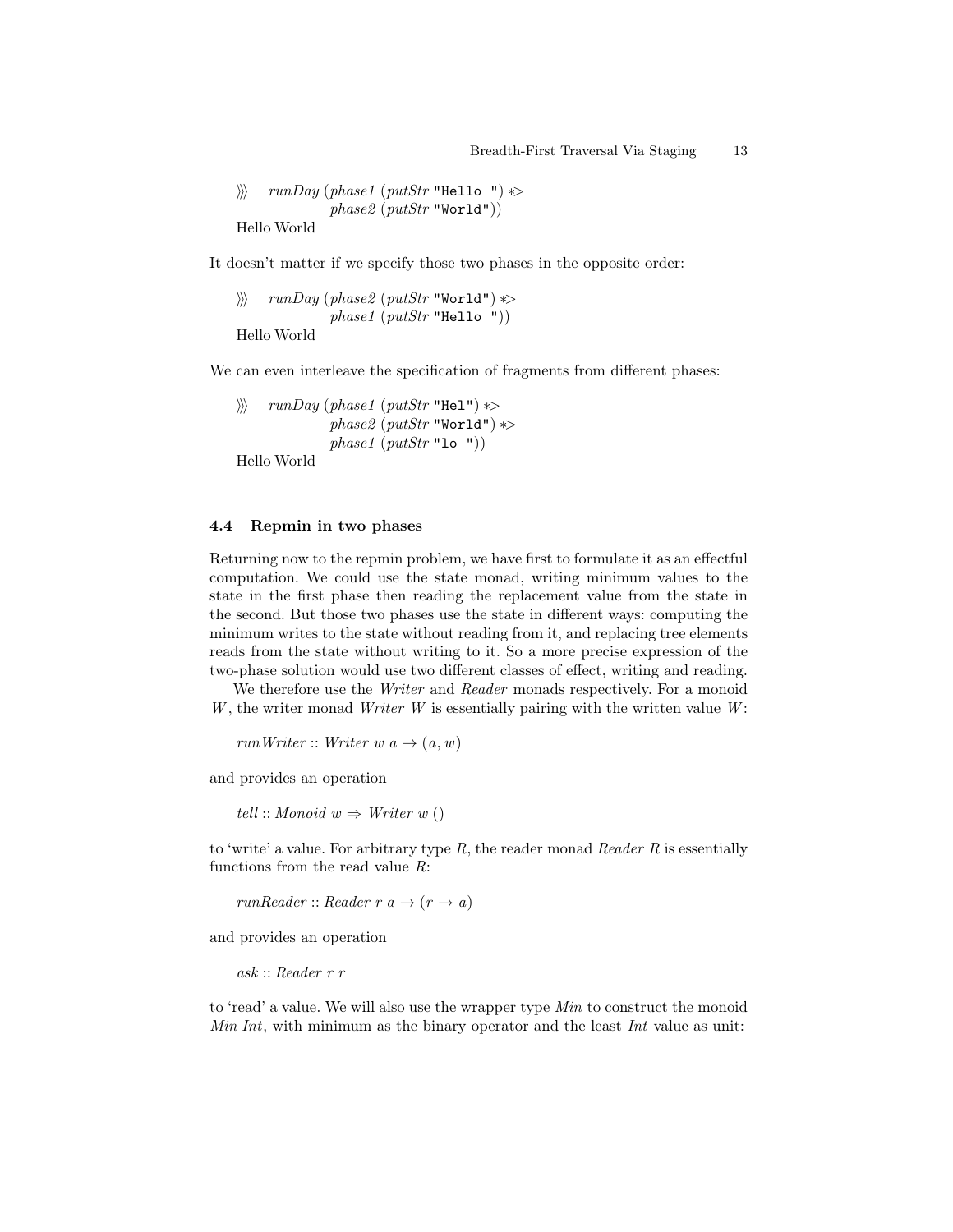```
⋙  runDay (phase1 (putStr "Hello ") *>
           phase2 (putStr "World"))
Hello World
```

It doesn't matter if we specify those two phases in the opposite order:

```
⋙  runDay (phase2 (putStr "World") *>
           phase1 (putStr "Hello "))
Hello World
```

We can even interleave the specification of fragments from different phases:

```
⋙  runDay (phase1 (putStr "Hel") *>
           phase2 (putStr "World") *>
           phase1 (putStr "lo "))
Hello World
```

### 4.4 Repmin in two phases

Returning now to the repmin problem, we have first to formulate it as an effectful computation. We could use the state monad, writing minimum values to the state in the first phase then reading the replacement value from the state in the second. But those two phases use the state in different ways: computing the minimum writes to the state without reading from it, and replacing tree elements reads from the state without writing to it. So a more precise expression of the two-phase solution would use two different classes of effect, writing and reading.

We therefore use the *Writer* and *Reader* monads respectively. For a monoid $W$, the writer monad *Writer W* is essentially pairing with the written value $W$:

```
runWriter :: Writer w a → (a, w)
```

and provides an operation

```
tell :: Monoid w ⇒ Writer w ()
```

to 'write' a value. For arbitrary type $R$, the reader monad *Reader R* is essentially functions from the read value $R$:

```
runReader :: Reader r a → (r → a)
```

and provides an operation

```
ask :: Reader r r
```

to 'read' a value. We will also use the wrapper type *Min* to construct the monoid *Min Int*, with minimum as the binary operator and the least *Int* value as unit: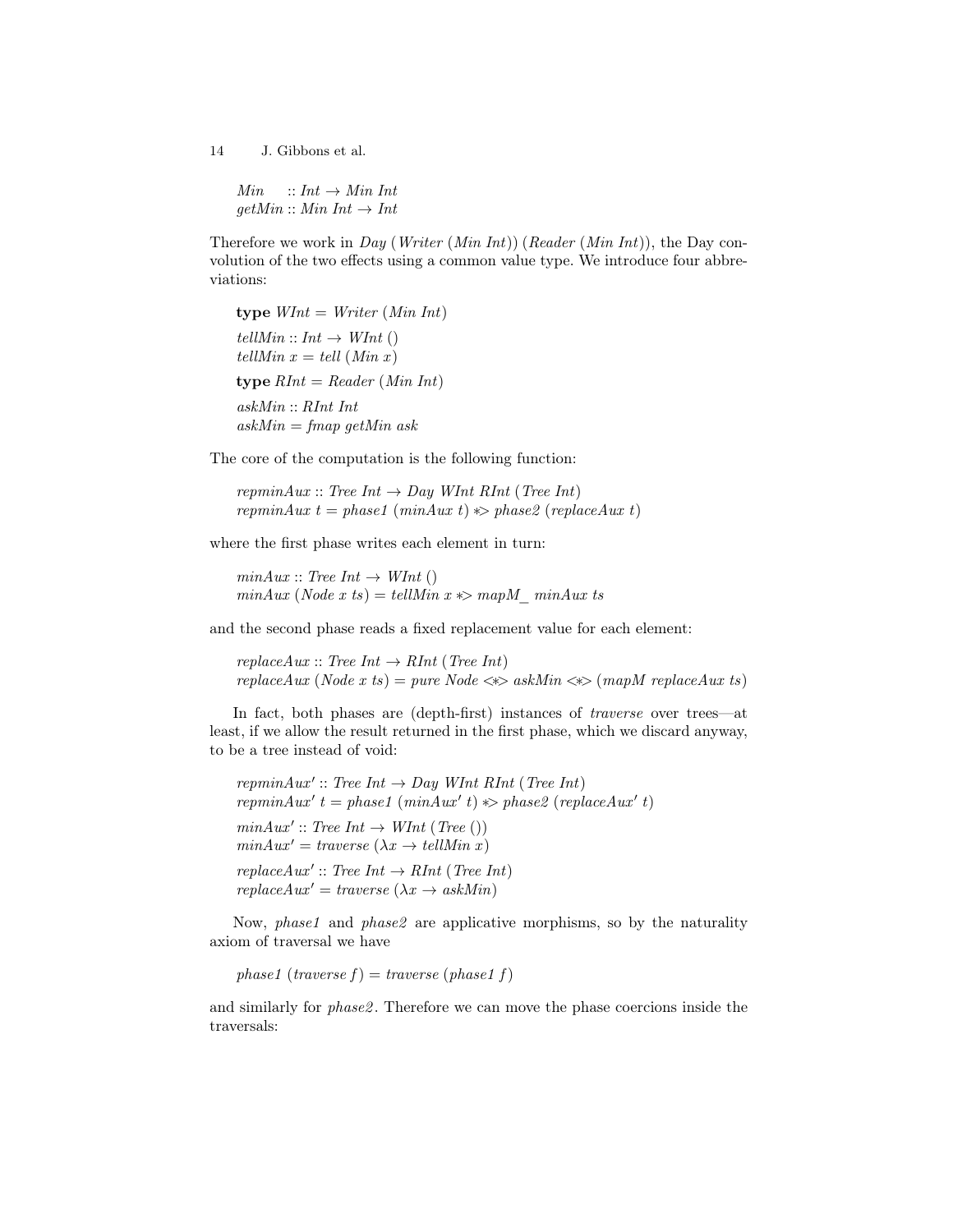```
Min    :: Int → Min Int
getMin :: Min Int → Int
```

Therefore we work in *Day* (*Writer* (*Min Int*)) (*Reader* (*Min Int*)), the Day convolution of the two effects using a common value type. We introduce four abbreviations:

```
type WInt = Writer (Min Int)

tellMin :: Int → WInt ()
tellMin x = tell (Min x)

type RInt = Reader (Min Int)

askMin :: RInt Int
askMin = fmap getMin ask
```

The core of the computation is the following function:

```
repminAux :: Tree Int → Day WInt RInt (Tree Int)
repminAux t = phase1 (minAux t) *> phase2 (replaceAux t)
```

where the first phase writes each element in turn:

```
minAux :: Tree Int → WInt ()
minAux (Node x ts) = tellMin x *> mapM_ minAux ts
```

and the second phase reads a fixed replacement value for each element:

```
replaceAux :: Tree Int → RInt (Tree Int)
replaceAux (Node x ts) = pure Node <*> askMin <*> (mapM replaceAux ts)
```

In fact, both phases are (depth-first) instances of *traverse* over trees—at least, if we allow the result returned in the first phase, which we discard anyway, to be a tree instead of void:

```
repminAux' :: Tree Int → Day WInt RInt (Tree Int)
repminAux' t = phase1 (minAux' t) *> phase2 (replaceAux' t)

minAux' :: Tree Int → WInt (Tree ())
minAux' = traverse (λx → tellMin x)

replaceAux' :: Tree Int → RInt (Tree Int)
replaceAux' = traverse (λx → askMin)
```

Now, *phase1* and *phase2* are applicative morphisms, so by the naturality axiom of traversal we have

```
phase1 (traverse f) = traverse (phase1 f)
```

and similarly for *phase2*. Therefore we can move the phase coercions inside the traversals: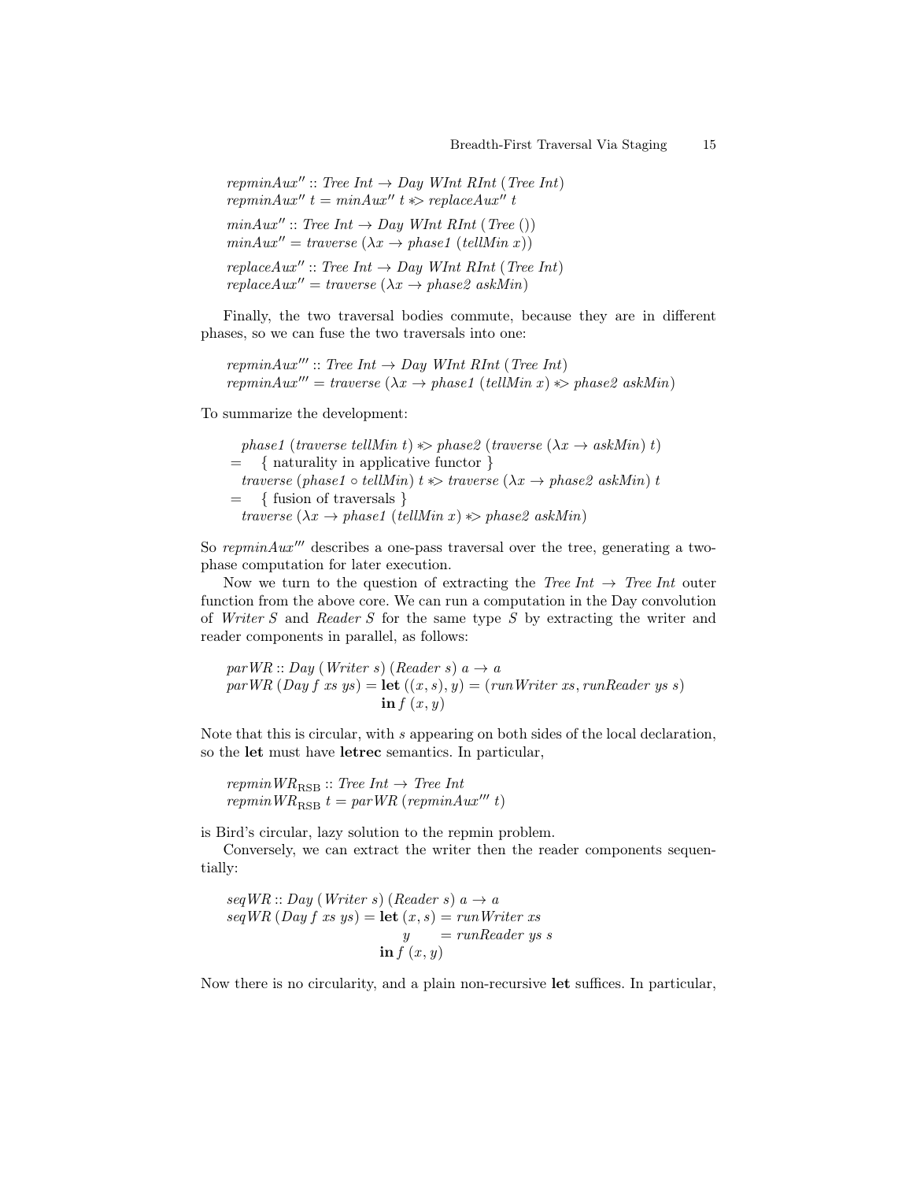```haskell
repminAux'' :: Tree Int -> Day WInt RInt (Tree Int)
repminAux'' t = minAux'' t *> replaceAux'' t

minAux'' :: Tree Int -> Day WInt RInt (Tree ())
minAux'' = traverse (\x -> phase1 (tellMin x))

replaceAux'' :: Tree Int -> Day WInt RInt (Tree Int)
replaceAux'' = traverse (\x -> phase2 askMin)
```

Finally, the two traversal bodies commute, because they are in different phases, so we can fuse the two traversals into one:

```haskell
repminAux''' :: Tree Int -> Day WInt RInt (Tree Int)
repminAux''' = traverse (\x -> phase1 (tellMin x) *> phase2 askMin)
```

To summarize the development:

```
    phase1 (traverse tellMin t) *> phase2 (traverse (\x -> askMin) t)
=     { naturality in applicative functor }
    traverse (phase1 ∘ tellMin) t *> traverse (\x -> phase2 askMin) t
=     { fusion of traversals }
    traverse (\x -> phase1 (tellMin x) *> phase2 askMin)
```

So *repminAux'''* describes a one-pass traversal over the tree, generating a two-phase computation for later execution.

Now we turn to the question of extracting the *Tree Int* → *Tree Int* outer function from the above core. We can run a computation in the Day convolution of *Writer S* and *Reader S* for the same type *S* by extracting the writer and reader components in parallel, as follows:

```haskell
parWR :: Day (Writer s) (Reader s) a -> a
parWR (Day f xs ys) = let ((x, s), y) = (runWriter xs, runReader ys s)
                      in f (x, y)
```

Note that this is circular, with *s* appearing on both sides of the local declaration, so the **let** must have **letrec** semantics. In particular,

```haskell
repminWR_RSB :: Tree Int -> Tree Int
repminWR_RSB t = parWR (repminAux''' t)
```

is Bird's circular, lazy solution to the repmin problem.

Conversely, we can extract the writer then the reader components sequentially:

```haskell
seqWR :: Day (Writer s) (Reader s) a -> a
seqWR (Day f xs ys) = let (x, s) = runWriter xs
                          y      = runReader ys s
                      in f (x, y)
```

Now there is no circularity, and a plain non-recursive **let** suffices. In particular,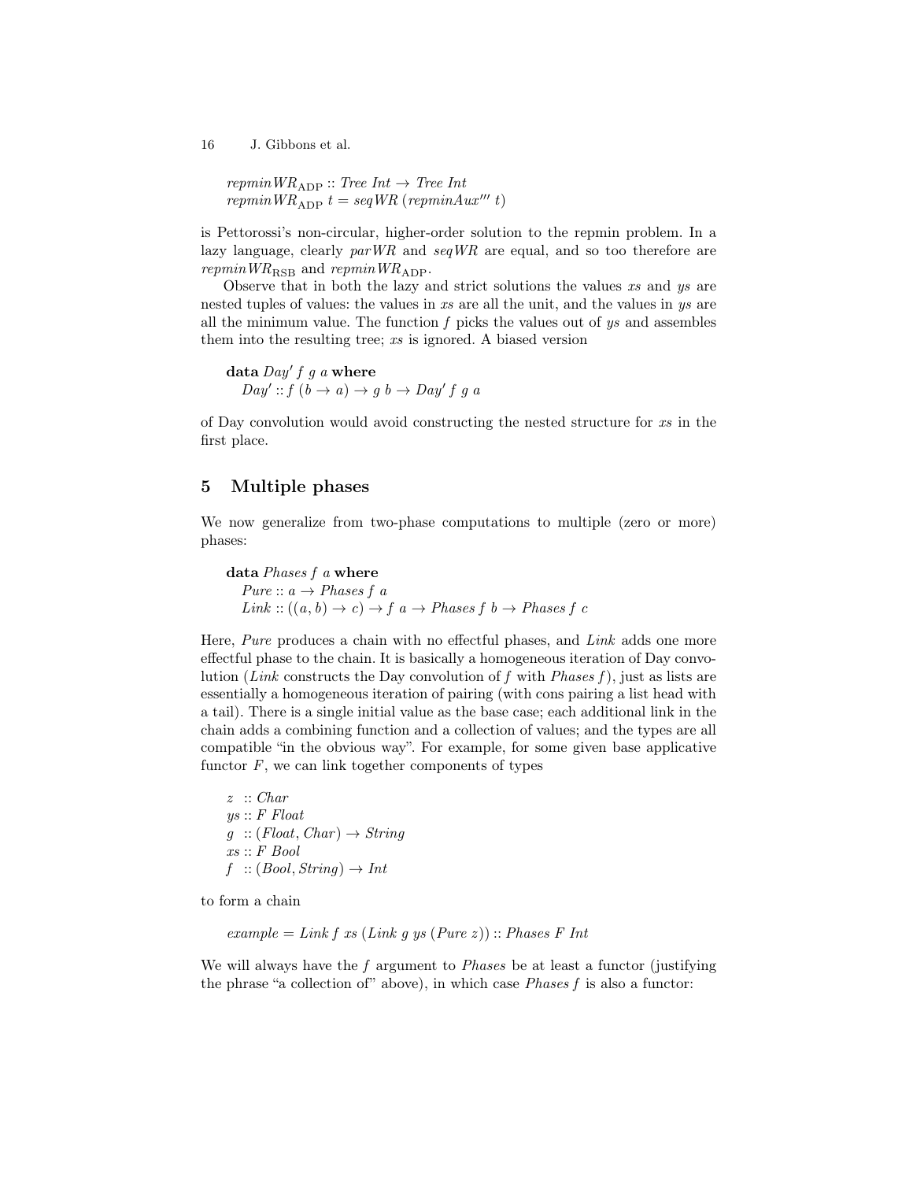```
repminWR_ADP :: Tree Int → Tree Int
repminWR_ADP t = seqWR (repminAux''' t)
```

is Pettorossi's non-circular, higher-order solution to the repmin problem. In a lazy language, clearly *parWR* and *seqWR* are equal, and so too therefore are $repminWR_{\mathrm{RSB}}$ and $repminWR_{\mathrm{ADP}}$.

Observe that in both the lazy and strict solutions the values *xs* and *ys* are nested tuples of values: the values in *xs* are all the unit, and the values in *ys* are all the minimum value. The function *f* picks the values out of *ys* and assembles them into the resulting tree; *xs* is ignored. A biased version

```
data Day' f g a where
  Day' :: f (b → a) → g b → Day' f g a
```

of Day convolution would avoid constructing the nested structure for *xs* in the first place.

## 5 Multiple phases

We now generalize from two-phase computations to multiple (zero or more) phases:

```
data Phases f a where
  Pure :: a → Phases f a
  Link :: ((a, b) → c) → f a → Phases f b → Phases f c
```

Here, *Pure* produces a chain with no effectful phases, and *Link* adds one more effectful phase to the chain. It is basically a homogeneous iteration of Day convolution (*Link* constructs the Day convolution of *f* with *Phases f*), just as lists are essentially a homogeneous iteration of pairing (with cons pairing a list head with a tail). There is a single initial value as the base case; each additional link in the chain adds a combining function and a collection of values; and the types are all compatible "in the obvious way". For example, for some given base applicative functor *F*, we can link together components of types

```
z  :: Char
ys :: F Float
g  :: (Float, Char) → String
xs :: F Bool
f  :: (Bool, String) → Int
```

to form a chain

```
example = Link f xs (Link g ys (Pure z)) :: Phases F Int
```

We will always have the *f* argument to *Phases* be at least a functor (justifying the phrase "a collection of" above), in which case *Phases f* is also a functor: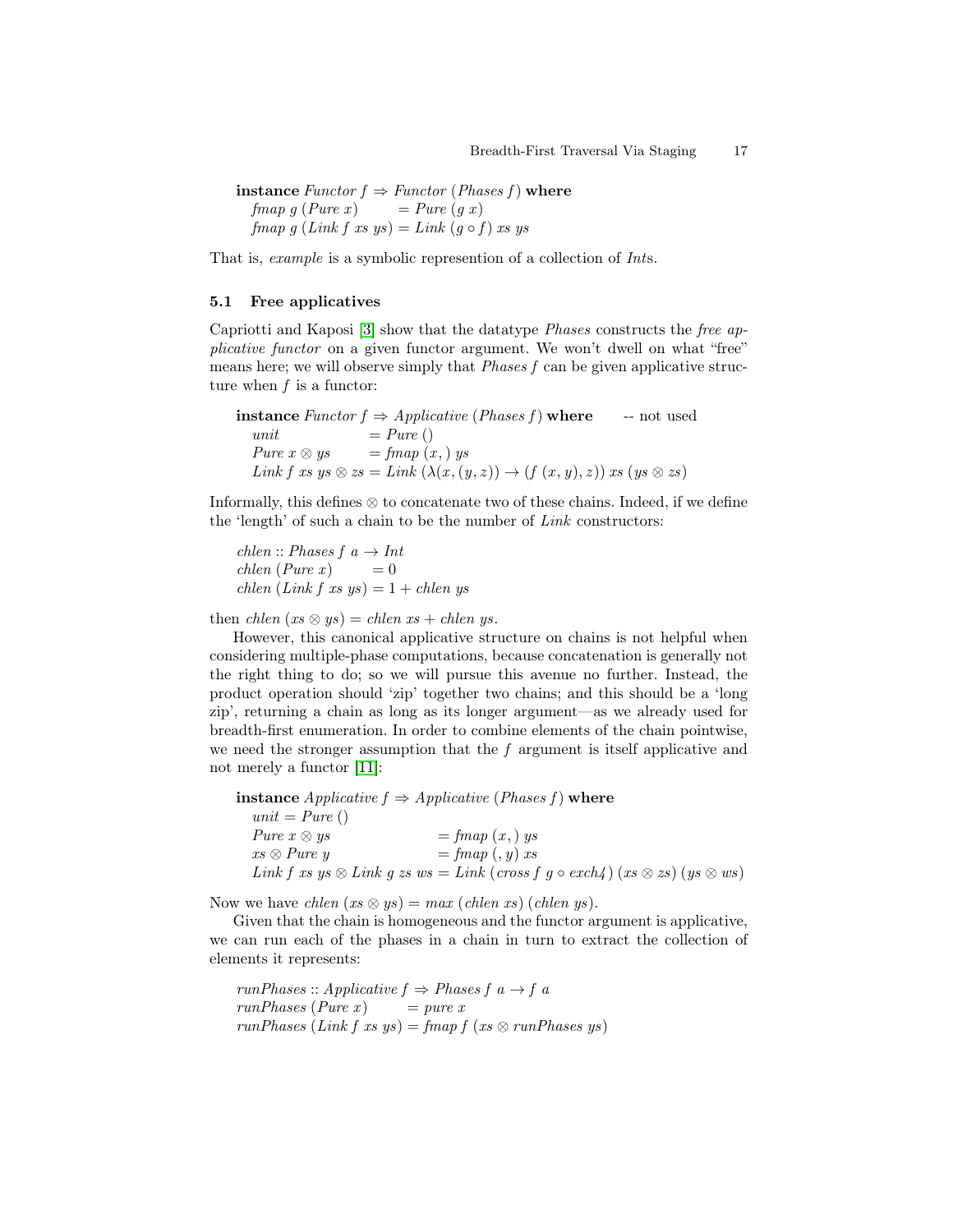```
instance Functor f ⇒ Functor (Phases f) where
  fmap g (Pure x)        = Pure (g x)
  fmap g (Link f xs ys) = Link (g ∘ f) xs ys
```

That is, *example* is a symbolic represention of a collection of *Int*s.

### 5.1 Free applicatives

Capriotti and Kaposi [3] show that the datatype *Phases* constructs the *free applicative functor* on a given functor argument. We won't dwell on what "free" means here; we will observe simply that *Phases f* can be given applicative structure when *f* is a functor:

```
instance Functor f ⇒ Applicative (Phases f) where      -- not used
  unit                 = Pure ()
  Pure x ⊗ ys          = fmap (x, ) ys
  Link f xs ys ⊗ zs = Link (λ(x, (y, z)) → (f (x, y), z)) xs (ys ⊗ zs)
```

Informally, this defines ⊗ to concatenate two of these chains. Indeed, if we define the 'length' of such a chain to be the number of *Link* constructors:

```
chlen :: Phases f a → Int
chlen (Pure x)        = 0
chlen (Link f xs ys) = 1 + chlen ys
```

then *chlen* (*xs* ⊗ *ys*) = *chlen xs* + *chlen ys*.

However, this canonical applicative structure on chains is not helpful when considering multiple-phase computations, because concatenation is generally not the right thing to do; so we will pursue this avenue no further. Instead, the product operation should 'zip' together two chains; and this should be a 'long zip', returning a chain as long as its longer argument—as we already used for breadth-first enumeration. In order to combine elements of the chain pointwise, we need the stronger assumption that the *f* argument is itself applicative and not merely a functor [11]:

```
instance Applicative f ⇒ Applicative (Phases f) where
  unit = Pure ()
  Pure x ⊗ ys                      = fmap (x, ) ys
  xs ⊗ Pure y                      = fmap ( , y) xs
  Link f xs ys ⊗ Link g zs ws = Link (cross f g ∘ exch4) (xs ⊗ zs) (ys ⊗ ws)
```

Now we have *chlen* (*xs* ⊗ *ys*) = *max* (*chlen xs*) (*chlen ys*).

Given that the chain is homogeneous and the functor argument is applicative, we can run each of the phases in a chain in turn to extract the collection of elements it represents:

```
runPhases :: Applicative f ⇒ Phases f a → f a
runPhases (Pure x)        = pure x
runPhases (Link f xs ys) = fmap f (xs ⊗ runPhases ys)
```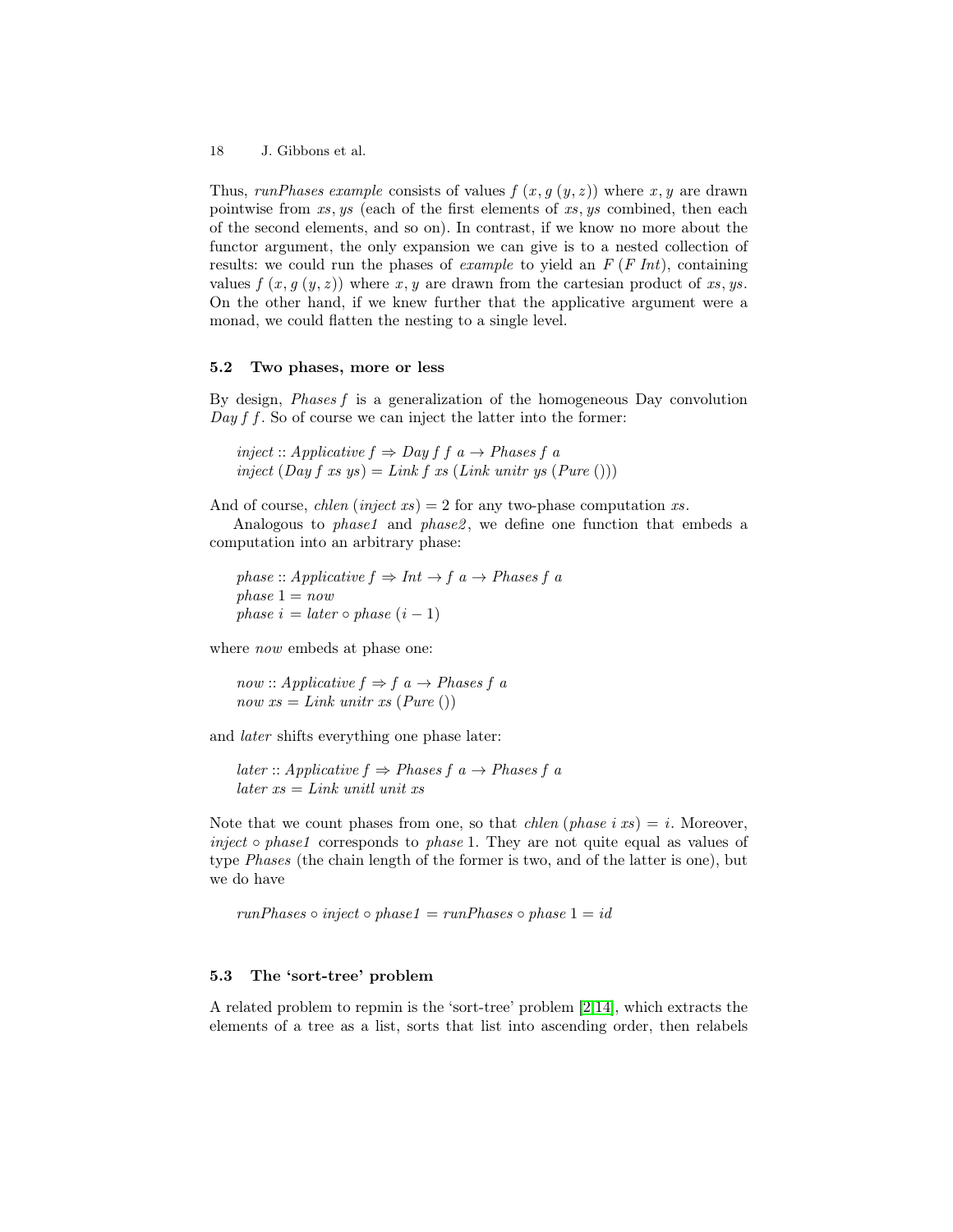Thus, *runPhases example* consists of values $f\ (x, g\ (y, z))$ where $x, y$ are drawn pointwise from $xs, ys$ (each of the first elements of $xs, ys$ combined, then each of the second elements, and so on). In contrast, if we know no more about the functor argument, the only expansion we can give is to a nested collection of results: we could run the phases of *example* to yield an $F\ (F\ Int)$, containing values $f\ (x, g\ (y, z))$ where $x, y$ are drawn from the cartesian product of $xs, ys$. On the other hand, if we knew further that the applicative argument were a monad, we could flatten the nesting to a single level.

### 5.2 Two phases, more or less

By design, *Phases f* is a generalization of the homogeneous Day convolution *Day f f*. So of course we can inject the latter into the former:

```
inject :: Applicative f ⇒ Day f f a → Phases f a
inject (Day f xs ys) = Link f xs (Link unitr ys (Pure ()))
```

And of course, $chlen\ (inject\ xs) = 2$ for any two-phase computation $xs$.

Analogous to *phase1* and *phase2*, we define one function that embeds a computation into an arbitrary phase:

```
phase :: Applicative f ⇒ Int → f a → Phases f a
phase 1 = now
phase i = later ∘ phase (i − 1)
```

where *now* embeds at phase one:

```
now :: Applicative f ⇒ f a → Phases f a
now xs = Link unitr xs (Pure ())
```

and *later* shifts everything one phase later:

```
later :: Applicative f ⇒ Phases f a → Phases f a
later xs = Link unitl unit xs
```

Note that we count phases from one, so that $chlen\ (phase\ i\ xs) = i$. Moreover, $inject \circ phase1$ corresponds to $phase\ 1$. They are not quite equal as values of type *Phases* (the chain length of the former is two, and of the latter is one), but we do have

$$runPhases \circ inject \circ phase1 = runPhases \circ phase\ 1 = id$$

### 5.3 The 'sort-tree' problem

A related problem to repmin is the 'sort-tree' problem [2,14], which extracts the elements of a tree as a list, sorts that list into ascending order, then relabels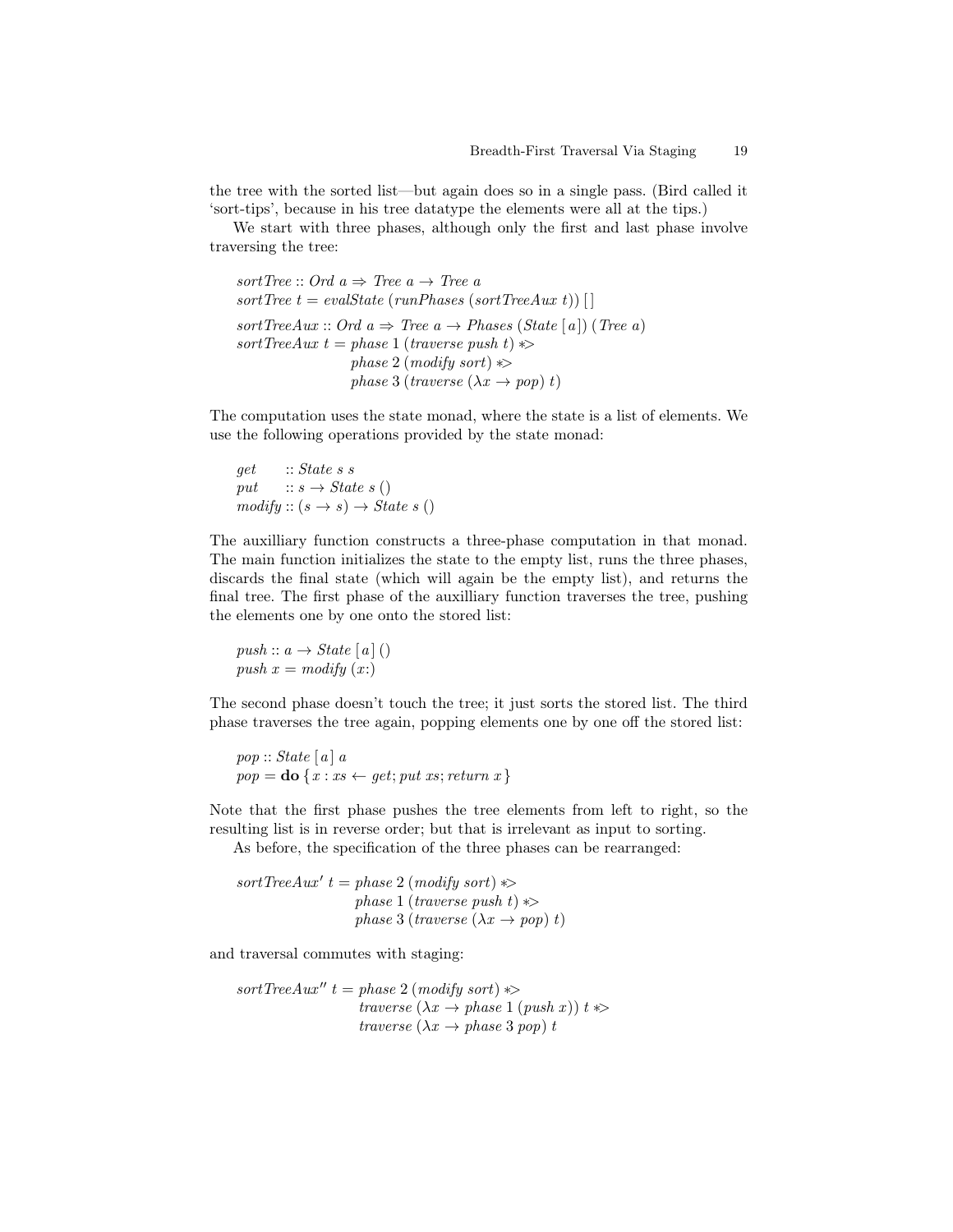the tree with the sorted list—but again does so in a single pass. (Bird called it 'sort-tips', because in his tree datatype the elements were all at the tips.)

We start with three phases, although only the first and last phase involve traversing the tree:

```
sortTree :: Ord a ⇒ Tree a → Tree a
sortTree t = evalState (runPhases (sortTreeAux t)) [ ]

sortTreeAux :: Ord a ⇒ Tree a → Phases (State [a]) (Tree a)
sortTreeAux t = phase 1 (traverse push t) *>
                phase 2 (modify sort) *>
                phase 3 (traverse (λx → pop) t)
```

The computation uses the state monad, where the state is a list of elements. We use the following operations provided by the state monad:

```
get    :: State s s
put    :: s → State s ()
modify :: (s → s) → State s ()
```

The auxilliary function constructs a three-phase computation in that monad. The main function initializes the state to the empty list, runs the three phases, discards the final state (which will again be the empty list), and returns the final tree. The first phase of the auxilliary function traverses the tree, pushing the elements one by one onto the stored list:

```
push :: a → State [a] ()
push x = modify (x:)
```

The second phase doesn't touch the tree; it just sorts the stored list. The third phase traverses the tree again, popping elements one by one off the stored list:

```
pop :: State [a] a
pop = do {x : xs ← get; put xs; return x}
```

Note that the first phase pushes the tree elements from left to right, so the resulting list is in reverse order; but that is irrelevant as input to sorting.

As before, the specification of the three phases can be rearranged:

```
sortTreeAux′ t = phase 2 (modify sort) *>
                 phase 1 (traverse push t) *>
                 phase 3 (traverse (λx → pop) t)
```

and traversal commutes with staging:

```
sortTreeAux″ t = phase 2 (modify sort) *>
                 traverse (λx → phase 1 (push x)) t *>
                 traverse (λx → phase 3 pop) t
```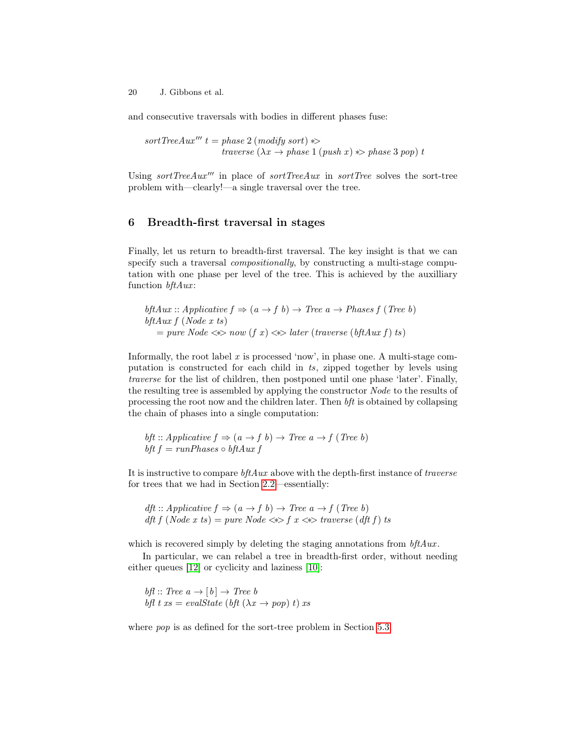and consecutive traversals with bodies in different phases fuse:

$$sortTreeAux''' \; t = phase\; 2\; (modify\; sort) \ast\!> traverse\; (\lambda x \rightarrow phase\; 1\; (push\; x) \ast\!> phase\; 3\; pop)\; t$$

Using $sortTreeAux'''$ in place of $sortTreeAux$ in $sortTree$ solves the sort-tree problem with—clearly!—a single traversal over the tree.

## 6 Breadth-first traversal in stages

Finally, let us return to breadth-first traversal. The key insight is that we can specify such a traversal *compositionally*, by constructing a multi-stage computation with one phase per level of the tree. This is achieved by the auxilliary function $bftAux$:

$$\begin{aligned}
&bftAux :: Applicative\; f \Rightarrow (a \rightarrow f\; b) \rightarrow Tree\; a \rightarrow Phases\; f\; (Tree\; b)\\
&bftAux\; f\; (Node\; x\; ts)\\
&\quad = pure\; Node \lt\!\ast\!\gt now\; (f\; x) \lt\!\ast\!\gt later\; (traverse\; (bftAux\; f)\; ts)
\end{aligned}$$

Informally, the root label $x$ is processed 'now', in phase one. A multi-stage computation is constructed for each child in $ts$, zipped together by levels using *traverse* for the list of children, then postponed until one phase 'later'. Finally, the resulting tree is assembled by applying the constructor *Node* to the results of processing the root now and the children later. Then *bft* is obtained by collapsing the chain of phases into a single computation:

$$\begin{aligned}
&bft :: Applicative\; f \Rightarrow (a \rightarrow f\; b) \rightarrow Tree\; a \rightarrow f\; (Tree\; b)\\
&bft\; f = runPhases \circ bftAux\; f
\end{aligned}$$

It is instructive to compare $bftAux$ above with the depth-first instance of *traverse* for trees that we had in Section 2.2—essentially:

$$\begin{aligned}
&dft :: Applicative\; f \Rightarrow (a \rightarrow f\; b) \rightarrow Tree\; a \rightarrow f\; (Tree\; b)\\
&dft\; f\; (Node\; x\; ts) = pure\; Node \lt\!\ast\!\gt f\; x \lt\!\ast\!\gt traverse\; (dft\; f)\; ts
\end{aligned}$$

which is recovered simply by deleting the staging annotations from $bftAux$.

In particular, we can relabel a tree in breadth-first order, without needing either queues [12] or cyclicity and laziness [10]:

$$\begin{aligned}
&bfl :: Tree\; a \rightarrow [\,b\,] \rightarrow Tree\; b\\
&bfl\; t\; xs = evalState\; (bft\; (\lambda x \rightarrow pop)\; t)\; xs
\end{aligned}$$

where *pop* is as defined for the sort-tree problem in Section 5.3.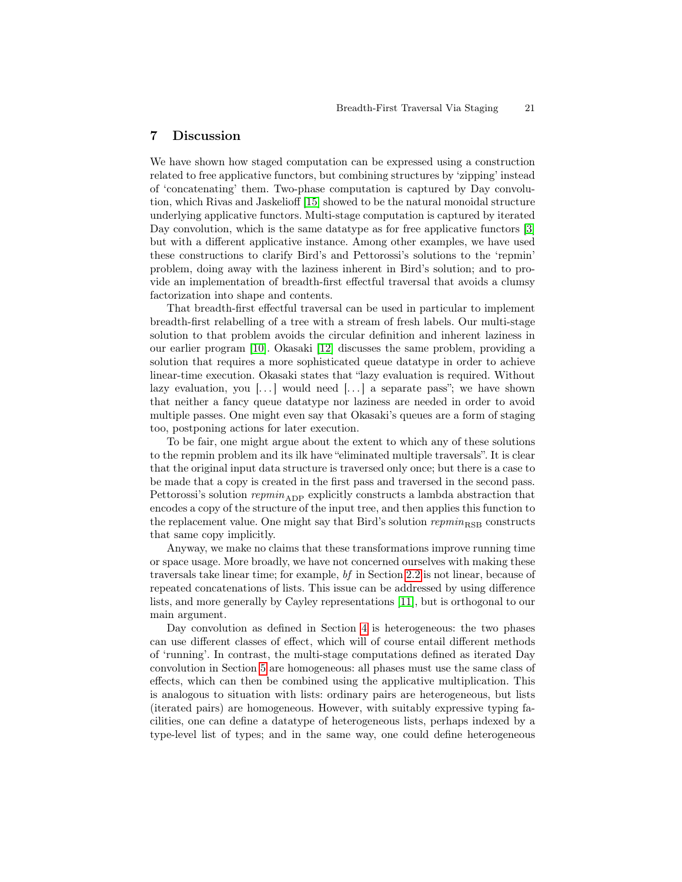## 7 Discussion

We have shown how staged computation can be expressed using a construction related to free applicative functors, but combining structures by 'zipping' instead of 'concatenating' them. Two-phase computation is captured by Day convolution, which Rivas and Jaskelioff [15] showed to be the natural monoidal structure underlying applicative functors. Multi-stage computation is captured by iterated Day convolution, which is the same datatype as for free applicative functors [3] but with a different applicative instance. Among other examples, we have used these constructions to clarify Bird's and Pettorossi's solutions to the 'repmin' problem, doing away with the laziness inherent in Bird's solution; and to provide an implementation of breadth-first effectful traversal that avoids a clumsy factorization into shape and contents.

That breadth-first effectful traversal can be used in particular to implement breadth-first relabelling of a tree with a stream of fresh labels. Our multi-stage solution to that problem avoids the circular definition and inherent laziness in our earlier program [10]. Okasaki [12] discusses the same problem, providing a solution that requires a more sophisticated queue datatype in order to achieve linear-time execution. Okasaki states that "lazy evaluation is required. Without lazy evaluation, you [...] would need [...] a separate pass"; we have shown that neither a fancy queue datatype nor laziness are needed in order to avoid multiple passes. One might even say that Okasaki's queues are a form of staging too, postponing actions for later execution.

To be fair, one might argue about the extent to which any of these solutions to the repmin problem and its ilk have "eliminated multiple traversals". It is clear that the original input data structure is traversed only once; but there is a case to be made that a copy is created in the first pass and traversed in the second pass. Pettorossi's solution $repmin_{\mathrm{ADP}}$ explicitly constructs a lambda abstraction that encodes a copy of the structure of the input tree, and then applies this function to the replacement value. One might say that Bird's solution $repmin_{\mathrm{RSB}}$ constructs that same copy implicitly.

Anyway, we make no claims that these transformations improve running time or space usage. More broadly, we have not concerned ourselves with making these traversals take linear time; for example, *bf* in Section 2.2 is not linear, because of repeated concatenations of lists. This issue can be addressed by using difference lists, and more generally by Cayley representations [11], but is orthogonal to our main argument.

Day convolution as defined in Section 4 is heterogeneous: the two phases can use different classes of effect, which will of course entail different methods of 'running'. In contrast, the multi-stage computations defined as iterated Day convolution in Section 5 are homogeneous: all phases must use the same class of effects, which can then be combined using the applicative multiplication. This is analogous to situation with lists: ordinary pairs are heterogeneous, but lists (iterated pairs) are homogeneous. However, with suitably expressive typing facilities, one can define a datatype of heterogeneous lists, perhaps indexed by a type-level list of types; and in the same way, one could define heterogeneous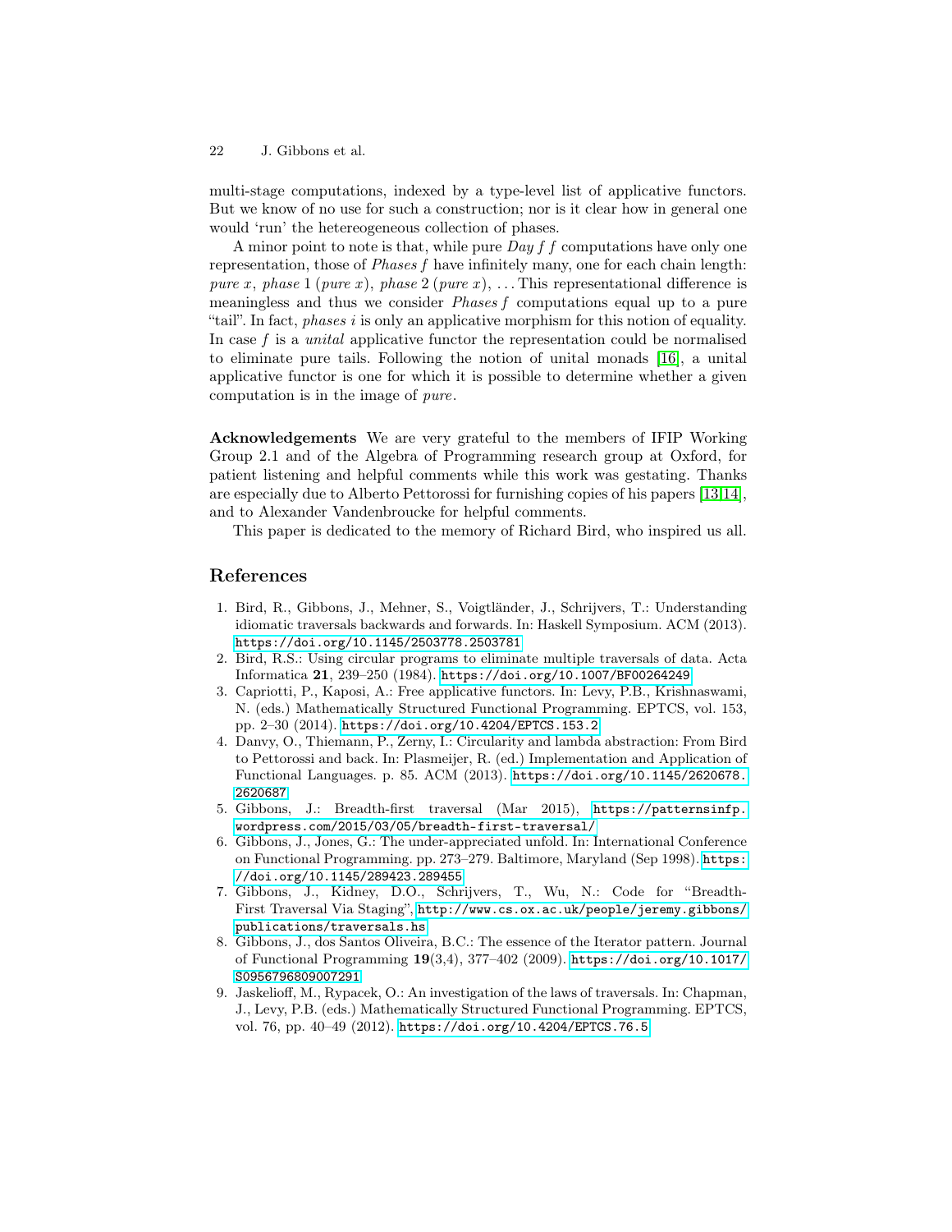multi-stage computations, indexed by a type-level list of applicative functors. But we know of no use for such a construction; nor is it clear how in general one would 'run' the hetereogeneous collection of phases.

A minor point to note is that, while pure *Day f f* computations have only one representation, those of *Phases f* have infinitely many, one for each chain length: *pure x*, *phase* 1 (*pure x*), *phase* 2 (*pure x*), ... This representational difference is meaningless and thus we consider *Phases f* computations equal up to a pure "tail". In fact, *phases i* is only an applicative morphism for this notion of equality. In case $f$ is a *unital* applicative functor the representation could be normalised to eliminate pure tails. Following the notion of unital monads [16], a unital applicative functor is one for which it is possible to determine whether a given computation is in the image of *pure*.

**Acknowledgements** We are very grateful to the members of IFIP Working Group 2.1 and of the Algebra of Programming research group at Oxford, for patient listening and helpful comments while this work was gestating. Thanks are especially due to Alberto Pettorossi for furnishing copies of his papers [13,14], and to Alexander Vandenbroucke for helpful comments.

This paper is dedicated to the memory of Richard Bird, who inspired us all.

## References

1. Bird, R., Gibbons, J., Mehner, S., Voigtländer, J., Schrijvers, T.: Understanding idiomatic traversals backwards and forwards. In: Haskell Symposium. ACM (2013). https://doi.org/10.1145/2503778.2503781
2. Bird, R.S.: Using circular programs to eliminate multiple traversals of data. Acta Informatica **21**, 239–250 (1984). https://doi.org/10.1007/BF00264249
3. Capriotti, P., Kaposi, A.: Free applicative functors. In: Levy, P.B., Krishnaswami, N. (eds.) Mathematically Structured Functional Programming. EPTCS, vol. 153, pp. 2–30 (2014). https://doi.org/10.4204/EPTCS.153.2
4. Danvy, O., Thiemann, P., Zerny, I.: Circularity and lambda abstraction: From Bird to Pettorossi and back. In: Plasmeijer, R. (ed.) Implementation and Application of Functional Languages. p. 85. ACM (2013). https://doi.org/10.1145/2620678.2620687
5. Gibbons, J.: Breadth-first traversal (Mar 2015), https://patternsinfp.wordpress.com/2015/03/05/breadth-first-traversal/
6. Gibbons, J., Jones, G.: The under-appreciated unfold. In: International Conference on Functional Programming. pp. 273–279. Baltimore, Maryland (Sep 1998). https://doi.org/10.1145/289423.289455
7. Gibbons, J., Kidney, D.O., Schrijvers, T., Wu, N.: Code for "Breadth-First Traversal Via Staging", http://www.cs.ox.ac.uk/people/jeremy.gibbons/publications/traversals.hs
8. Gibbons, J., dos Santos Oliveira, B.C.: The essence of the Iterator pattern. Journal of Functional Programming **19**(3,4), 377–402 (2009). https://doi.org/10.1017/S0956796809007291
9. Jaskelioff, M., Rypacek, O.: An investigation of the laws of traversals. In: Chapman, J., Levy, P.B. (eds.) Mathematically Structured Functional Programming. EPTCS, vol. 76, pp. 40–49 (2012). https://doi.org/10.4204/EPTCS.76.5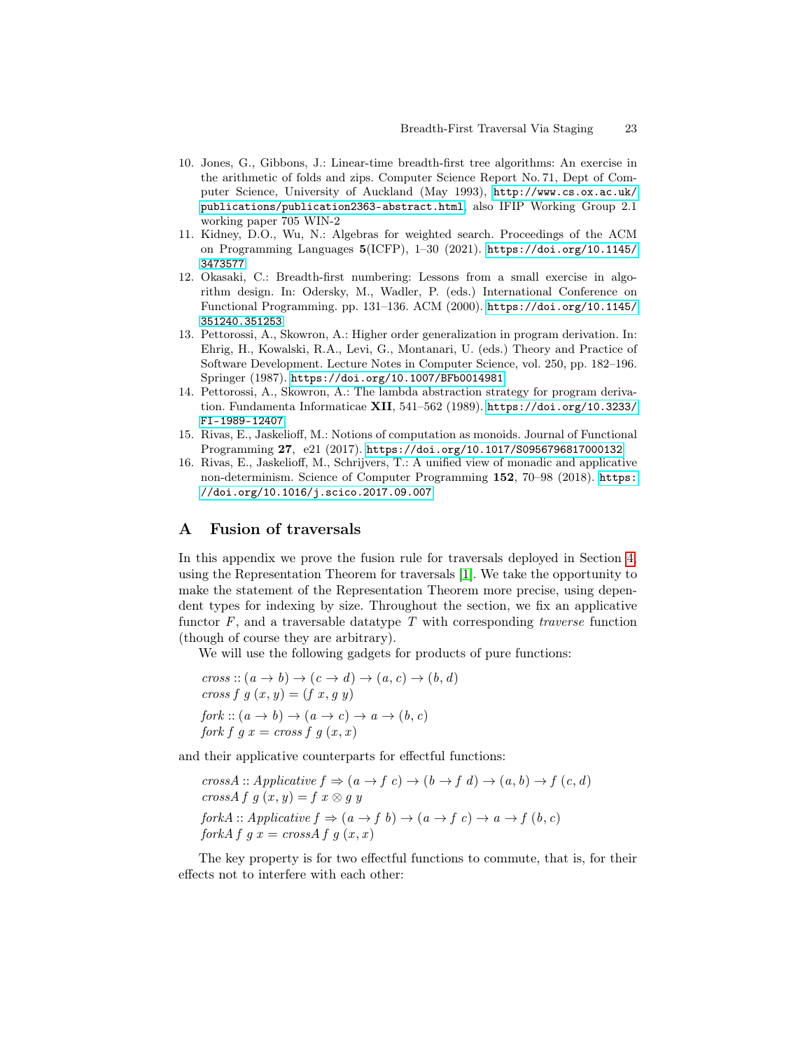10. Jones, G., Gibbons, J.: Linear-time breadth-first tree algorithms: An exercise in the arithmetic of folds and zips. Computer Science Report No. 71, Dept of Computer Science, University of Auckland (May 1993), http://www.cs.ox.ac.uk/publications/publication2363-abstract.html, also IFIP Working Group 2.1 working paper 705 WIN-2
11. Kidney, D.O., Wu, N.: Algebras for weighted search. Proceedings of the ACM on Programming Languages **5**(ICFP), 1–30 (2021). https://doi.org/10.1145/3473577
12. Okasaki, C.: Breadth-first numbering: Lessons from a small exercise in algorithm design. In: Odersky, M., Wadler, P. (eds.) International Conference on Functional Programming. pp. 131–136. ACM (2000). https://doi.org/10.1145/351240.351253
13. Pettorossi, A., Skowron, A.: Higher order generalization in program derivation. In: Ehrig, H., Kowalski, R.A., Levi, G., Montanari, U. (eds.) Theory and Practice of Software Development. Lecture Notes in Computer Science, vol. 250, pp. 182–196. Springer (1987). https://doi.org/10.1007/BFb0014981
14. Pettorossi, A., Skowron, A.: The lambda abstraction strategy for program derivation. Fundamenta Informaticae **XII**, 541–562 (1989). https://doi.org/10.3233/FI-1989-12407
15. Rivas, E., Jaskelioff, M.: Notions of computation as monoids. Journal of Functional Programming **27**, e21 (2017). https://doi.org/10.1017/S0956796817000132
16. Rivas, E., Jaskelioff, M., Schrijvers, T.: A unified view of monadic and applicative non-determinism. Science of Computer Programming **152**, 70–98 (2018). https://doi.org/10.1016/j.scico.2017.09.007

## A Fusion of traversals

In this appendix we prove the fusion rule for traversals deployed in Section 4, using the Representation Theorem for traversals [1]. We take the opportunity to make the statement of the Representation Theorem more precise, using dependent types for indexing by size. Throughout the section, we fix an applicative functor $F$, and a traversable datatype $T$ with corresponding *traverse* function (though of course they are arbitrary).

We will use the following gadgets for products of pure functions:

$$
\begin{aligned}
&\mathit{cross} :: (a \to b) \to (c \to d) \to (a, c) \to (b, d) \\
&\mathit{cross}\ f\ g\ (x, y) = (f\ x, g\ y) \\
&\mathit{fork} :: (a \to b) \to (a \to c) \to a \to (b, c) \\
&\mathit{fork}\ f\ g\ x = \mathit{cross}\ f\ g\ (x, x)
\end{aligned}
$$

and their applicative counterparts for effectful functions:

$$
\begin{aligned}
&\mathit{crossA} :: \mathit{Applicative}\ f \Rightarrow (a \to f\ c) \to (b \to f\ d) \to (a, b) \to f\ (c, d) \\
&\mathit{crossA}\ f\ g\ (x, y) = f\ x \otimes g\ y \\
&\mathit{forkA} :: \mathit{Applicative}\ f \Rightarrow (a \to f\ b) \to (a \to f\ c) \to a \to f\ (b, c) \\
&\mathit{forkA}\ f\ g\ x = \mathit{crossA}\ f\ g\ (x, x)
\end{aligned}
$$

The key property is for two effectful functions to commute, that is, for their effects not to interfere with each other: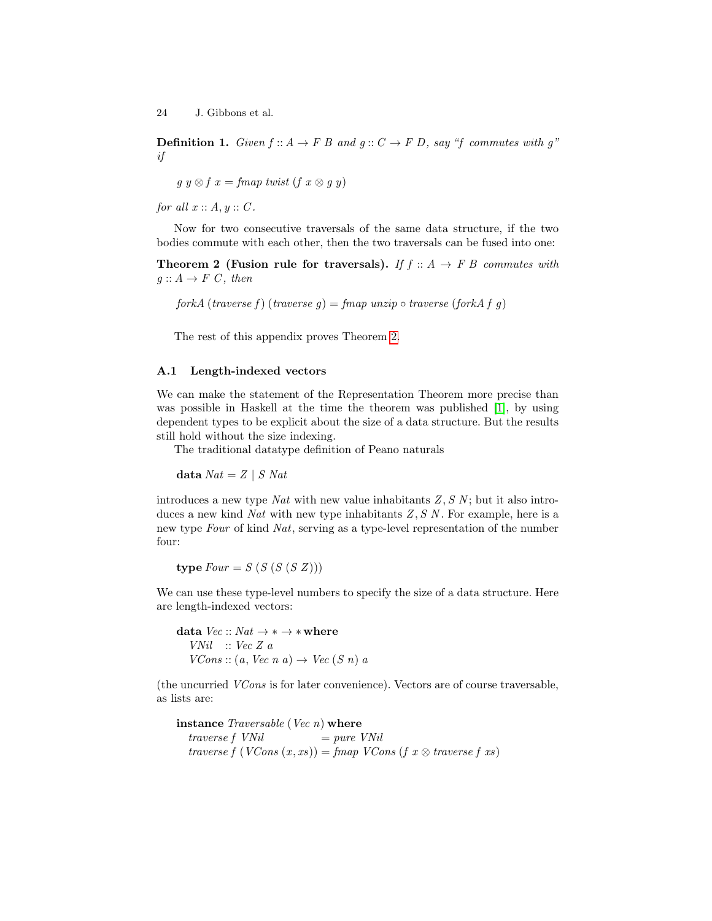**Definition 1.** *Given $f :: A \to F\ B$ and $g :: C \to F\ D$, say "f commutes with g" if*

$$g\ y \otimes f\ x = \mathit{fmap}\ \mathit{twist}\ (f\ x \otimes g\ y)$$

*for all $x :: A, y :: C$.*

Now for two consecutive traversals of the same data structure, if the two bodies commute with each other, then the two traversals can be fused into one:

**Theorem 2 (Fusion rule for traversals).** *If $f :: A \to F\ B$ commutes with $g :: A \to F\ C$, then*

$$\mathit{forkA}\ (\mathit{traverse}\ f)\ (\mathit{traverse}\ g) = \mathit{fmap}\ \mathit{unzip} \circ \mathit{traverse}\ (\mathit{forkA}\ f\ g)$$

The rest of this appendix proves Theorem 2.

### A.1 Length-indexed vectors

We can make the statement of the Representation Theorem more precise than was possible in Haskell at the time the theorem was published [1], by using dependent types to be explicit about the size of a data structure. But the results still hold without the size indexing.

The traditional datatype definition of Peano naturals

```
data Nat = Z | S Nat
```

introduces a new type *Nat* with new value inhabitants $Z, S\ N$; but it also introduces a new kind *Nat* with new type inhabitants $Z, S\ N$. For example, here is a new type *Four* of kind *Nat*, serving as a type-level representation of the number four:

```
type Four = S (S (S (S Z)))
```

We can use these type-level numbers to specify the size of a data structure. Here are length-indexed vectors:

```
data Vec :: Nat → ∗ → ∗ where
  VNil  :: Vec Z a
  VCons :: (a, Vec n a) → Vec (S n) a
```

(the uncurried *VCons* is for later convenience). Vectors are of course traversable, as lists are:

```
instance Traversable (Vec n) where
  traverse f VNil             = pure VNil
  traverse f (VCons (x, xs)) = fmap VCons (f x ⊗ traverse f xs)
```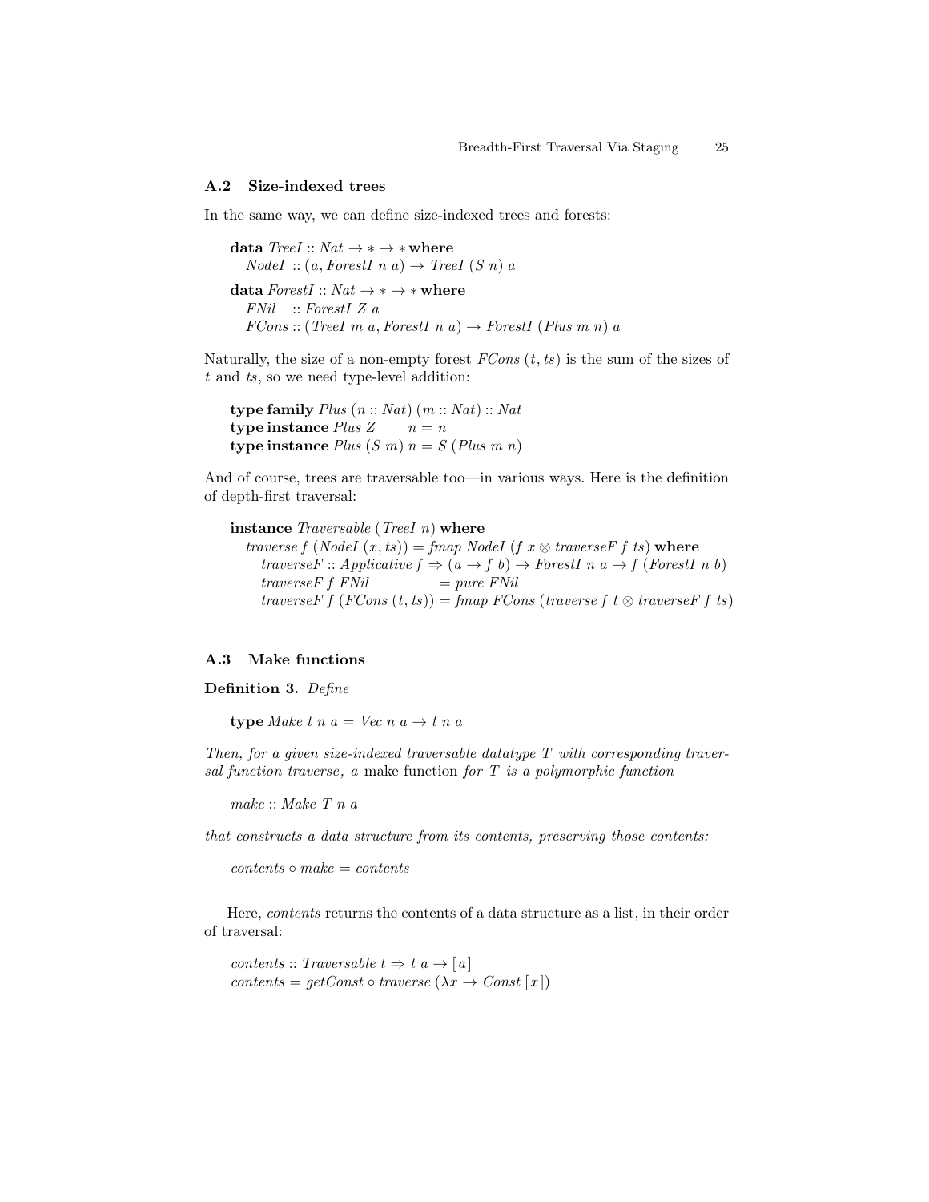### A.2 Size-indexed trees

In the same way, we can define size-indexed trees and forests:

```
data TreeI :: Nat → * → * where
  NodeI  :: (a, ForestI n a) → TreeI (S n) a

data ForestI :: Nat → * → * where
  FNil   :: ForestI Z a
  FCons  :: (TreeI m a, ForestI n a) → ForestI (Plus m n) a
```

Naturally, the size of a non-empty forest *FCons* $(t, ts)$ is the sum of the sizes of $t$ and $ts$, so we need type-level addition:

```
type family Plus (n :: Nat) (m :: Nat) :: Nat
type instance Plus Z     n = n
type instance Plus (S m) n = S (Plus m n)
```

And of course, trees are traversable too—in various ways. Here is the definition of depth-first traversal:

```
instance Traversable (TreeI n) where
  traverse f (NodeI (x, ts)) = fmap NodeI (f x ⊗ traverseF f ts) where
    traverseF :: Applicative f ⇒ (a → f b) → ForestI n a → f (ForestI n b)
    traverseF f FNil           = pure FNil
    traverseF f (FCons (t, ts)) = fmap FCons (traverse f t ⊗ traverseF f ts)
```

### A.3 Make functions

**Definition 3.** *Define*

```
type Make t n a = Vec n a → t n a
```

*Then, for a given size-indexed traversable datatype $T$ with corresponding traversal function traverse, a* make function *for $T$ is a polymorphic function*

```
make :: Make T n a
```

*that constructs a data structure from its contents, preserving those contents:*

```
contents ∘ make = contents
```

Here, *contents* returns the contents of a data structure as a list, in their order of traversal:

```
contents :: Traversable t ⇒ t a → [a]
contents = getConst ∘ traverse (λx → Const [x])
```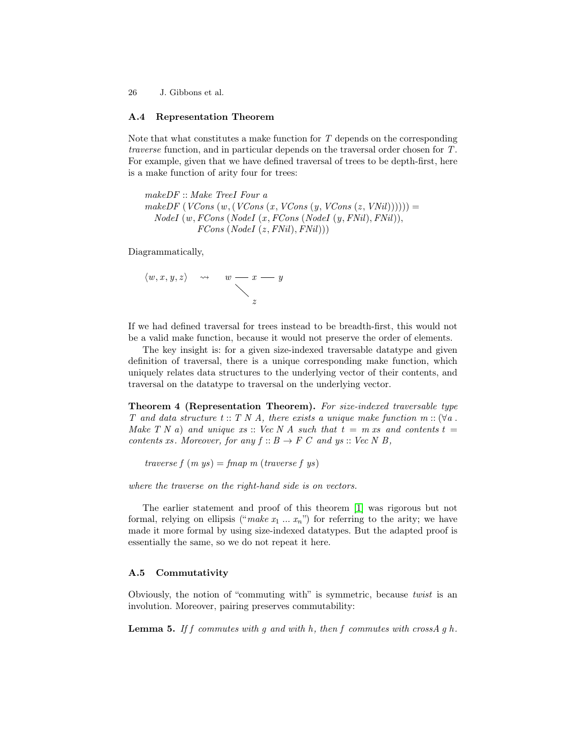### A.4 Representation Theorem

Note that what constitutes a make function for $T$ depends on the corresponding *traverse* function, and in particular depends on the traversal order chosen for $T$. For example, given that we have defined traversal of trees to be depth-first, here is a make function of arity four for trees:

```
makeDF :: Make TreeI Four a
makeDF (VCons (w, (VCons (x, VCons (y, VCons (z, VNil)))))) =
   NodeI (w, FCons (NodeI (x, FCons (NodeI (y, FNil), FNil)),
             FCons (NodeI (z, FNil), FNil)))
```

Diagrammatically,

$$\langle w, x, y, z \rangle \quad \rightsquigarrow \quad \begin{array}{l} w — x — y \\ \quad \searrow \\ \qquad z \end{array}$$

If we had defined traversal for trees instead to be breadth-first, this would not be a valid make function, because it would not preserve the order of elements.

The key insight is: for a given size-indexed traversable datatype and given definition of traversal, there is a unique corresponding make function, which uniquely relates data structures to the underlying vector of their contents, and traversal on the datatype to traversal on the underlying vector.

**Theorem 4 (Representation Theorem).** *For size-indexed traversable type $T$ and data structure $t :: T\ N\ A$, there exists a unique make function $m :: (\forall a\ .\ Make\ T\ N\ a)$ and unique $xs :: Vec\ N\ A$ such that $t = m\ xs$ and $contents\ t = contents\ xs$. Moreover, for any $f :: B \rightarrow F\ C$ and $ys :: Vec\ N\ B$,*

$$traverse\ f\ (m\ ys) = fmap\ m\ (traverse\ f\ ys)$$

*where the traverse on the right-hand side is on vectors.*

The earlier statement and proof of this theorem [1] was rigorous but not formal, relying on ellipsis ("*make* $x_1 \ldots x_n$") for referring to the arity; we have made it more formal by using size-indexed datatypes. But the adapted proof is essentially the same, so we do not repeat it here.

### A.5 Commutativity

Obviously, the notion of "commuting with" is symmetric, because *twist* is an involution. Moreover, pairing preserves commutability:

**Lemma 5.** *If $f$ commutes with $g$ and with $h$, then $f$ commutes with $crossA\ g\ h$.*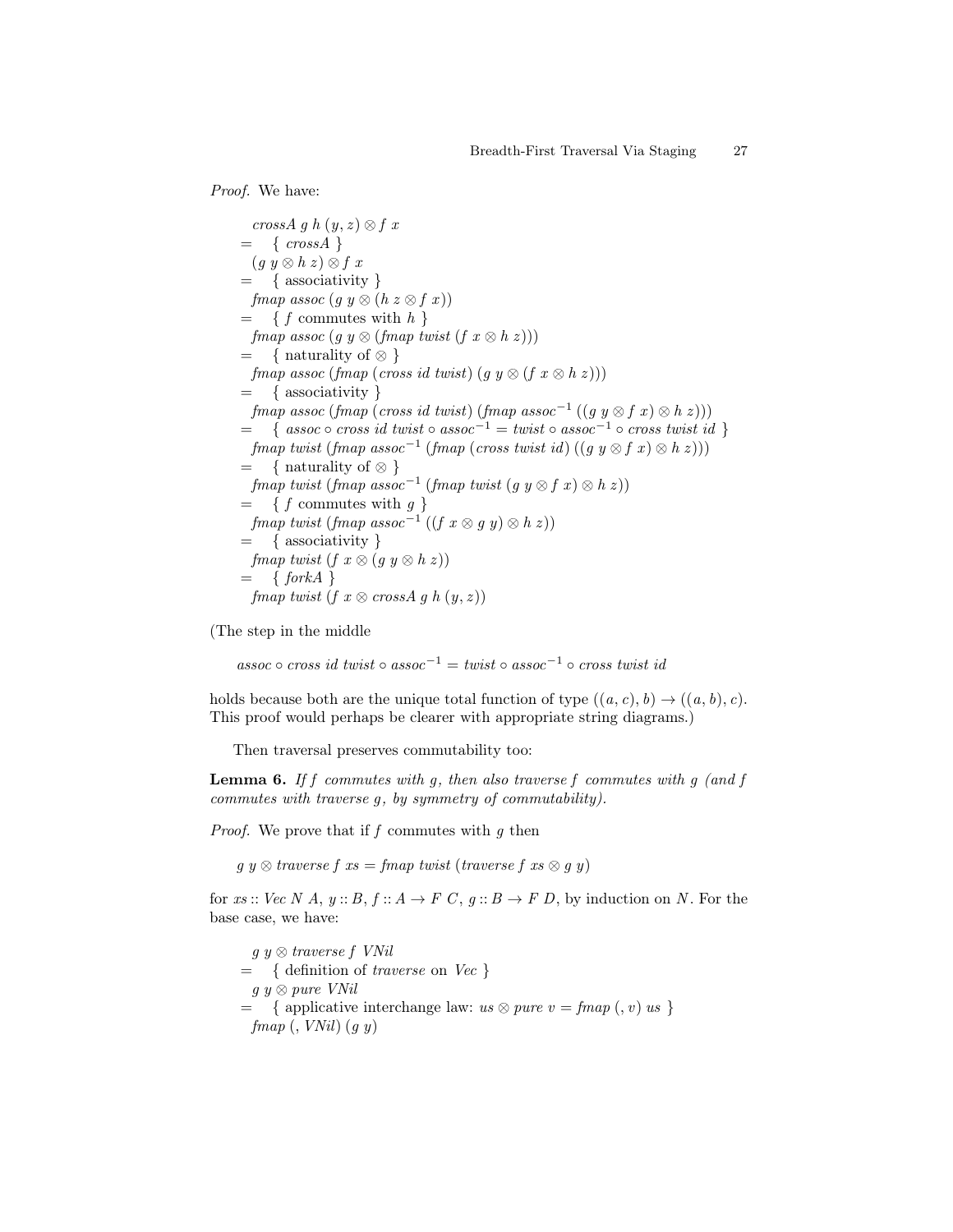*Proof.* We have:

$$
\begin{array}{l}
\quad \mathit{crossA}\ g\ h\ (y, z) \otimes f\ x \\
= \quad \{\ \mathit{crossA}\ \} \\
\quad (g\ y \otimes h\ z) \otimes f\ x \\
= \quad \{\ \text{associativity}\ \} \\
\quad \mathit{fmap\ assoc}\ (g\ y \otimes (h\ z \otimes f\ x)) \\
= \quad \{\ f \text{ commutes with } h\ \} \\
\quad \mathit{fmap\ assoc}\ (g\ y \otimes (\mathit{fmap\ twist}\ (f\ x \otimes h\ z))) \\
= \quad \{\ \text{naturality of } \otimes\ \} \\
\quad \mathit{fmap\ assoc}\ (\mathit{fmap}\ (\mathit{cross\ id\ twist})\ (g\ y \otimes (f\ x \otimes h\ z))) \\
= \quad \{\ \text{associativity}\ \} \\
\quad \mathit{fmap\ assoc}\ (\mathit{fmap}\ (\mathit{cross\ id\ twist})\ (\mathit{fmap\ assoc}^{-1}\ ((g\ y \otimes f\ x) \otimes h\ z))) \\
= \quad \{\ \mathit{assoc} \circ \mathit{cross\ id\ twist} \circ \mathit{assoc}^{-1} = \mathit{twist} \circ \mathit{assoc}^{-1} \circ \mathit{cross\ twist\ id}\ \} \\
\quad \mathit{fmap\ twist}\ (\mathit{fmap\ assoc}^{-1}\ (\mathit{fmap}\ (\mathit{cross\ twist\ id})\ ((g\ y \otimes f\ x) \otimes h\ z))) \\
= \quad \{\ \text{naturality of } \otimes\ \} \\
\quad \mathit{fmap\ twist}\ (\mathit{fmap\ assoc}^{-1}\ (\mathit{fmap\ twist}\ (g\ y \otimes f\ x) \otimes h\ z)) \\
= \quad \{\ f \text{ commutes with } g\ \} \\
\quad \mathit{fmap\ twist}\ (\mathit{fmap\ assoc}^{-1}\ ((f\ x \otimes g\ y) \otimes h\ z)) \\
= \quad \{\ \text{associativity}\ \} \\
\quad \mathit{fmap\ twist}\ (f\ x \otimes (g\ y \otimes h\ z)) \\
= \quad \{\ \mathit{forkA}\ \} \\
\quad \mathit{fmap\ twist}\ (f\ x \otimes \mathit{crossA}\ g\ h\ (y, z))
\end{array}
$$

(The step in the middle

$$\mathit{assoc} \circ \mathit{cross\ id\ twist} \circ \mathit{assoc}^{-1} = \mathit{twist} \circ \mathit{assoc}^{-1} \circ \mathit{cross\ twist\ id}$$

holds because both are the unique total function of type $((a, c), b) \to ((a, b), c)$. This proof would perhaps be clearer with appropriate string diagrams.)

Then traversal preserves commutability too:

**Lemma 6.** *If $f$ commutes with $g$, then also traverse $f$ commutes with $g$ (and $f$ commutes with traverse $g$, by symmetry of commutability).*

*Proof.* We prove that if $f$ commutes with $g$ then

$$g\ y \otimes \mathit{traverse}\ f\ xs = \mathit{fmap\ twist}\ (\mathit{traverse}\ f\ xs \otimes g\ y)$$

for $xs :: \mathit{Vec}\ N\ A$, $y :: B$, $f :: A \to F\ C$, $g :: B \to F\ D$, by induction on $N$. For the base case, we have:

$$
\begin{array}{l}
\quad g\ y \otimes \mathit{traverse}\ f\ \mathit{VNil} \\
= \quad \{\ \text{definition of } \mathit{traverse} \text{ on } \mathit{Vec}\ \} \\
\quad g\ y \otimes \mathit{pure\ VNil} \\
= \quad \{\ \text{applicative interchange law: } us \otimes \mathit{pure}\ v = \mathit{fmap}\ (, v)\ us\ \} \\
\quad \mathit{fmap}\ (, \mathit{VNil})\ (g\ y)
\end{array}
$$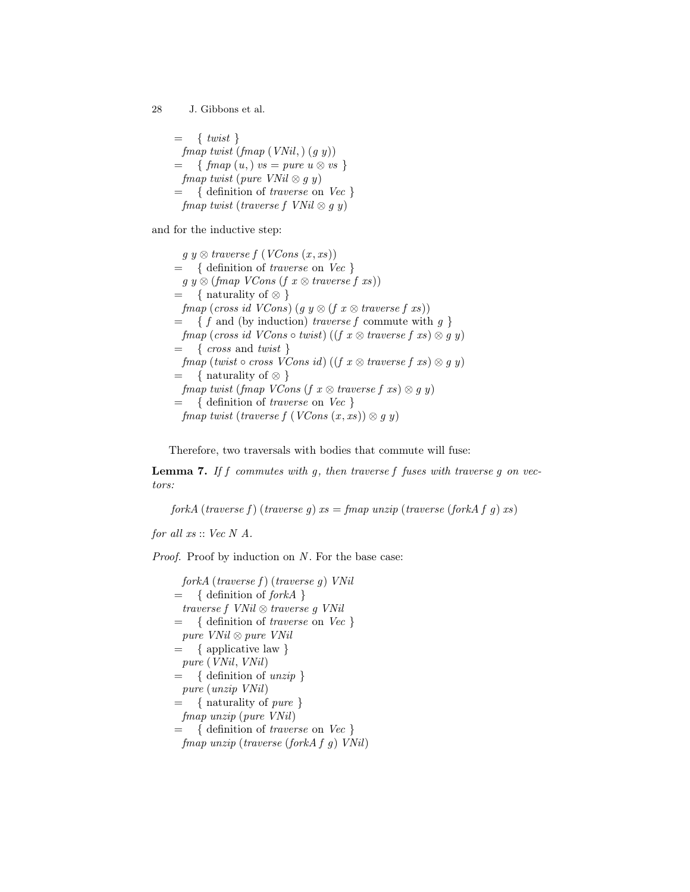$$
\begin{aligned}
&= \quad \{\ \mathit{twist}\ \} \\
&\quad \mathit{fmap\ twist}\ (\mathit{fmap}\ (\mathit{VNil},)\ (g\ y)) \\
&= \quad \{\ \mathit{fmap}\ (u,)\ \mathit{vs} = \mathit{pure}\ u \otimes \mathit{vs}\ \} \\
&\quad \mathit{fmap\ twist}\ (\mathit{pure\ VNil} \otimes g\ y) \\
&= \quad \{\ \text{definition of } \mathit{traverse} \text{ on } \mathit{Vec}\ \} \\
&\quad \mathit{fmap\ twist}\ (\mathit{traverse}\ f\ \mathit{VNil} \otimes g\ y)
\end{aligned}
$$

and for the inductive step:

$$
\begin{aligned}
&\quad g\ y \otimes \mathit{traverse}\ f\ (\mathit{VCons}\ (x, \mathit{xs})) \\
&= \quad \{\ \text{definition of } \mathit{traverse} \text{ on } \mathit{Vec}\ \} \\
&\quad g\ y \otimes (\mathit{fmap\ VCons}\ (f\ x \otimes \mathit{traverse}\ f\ \mathit{xs})) \\
&= \quad \{\ \text{naturality of } \otimes\ \} \\
&\quad \mathit{fmap}\ (\mathit{cross\ id\ VCons})\ (g\ y \otimes (f\ x \otimes \mathit{traverse}\ f\ \mathit{xs})) \\
&= \quad \{\ f \text{ and (by induction) } \mathit{traverse}\ f \text{ commute with } g\ \} \\
&\quad \mathit{fmap}\ (\mathit{cross\ id\ VCons} \circ \mathit{twist})\ ((f\ x \otimes \mathit{traverse}\ f\ \mathit{xs}) \otimes g\ y) \\
&= \quad \{\ \mathit{cross} \text{ and } \mathit{twist}\ \} \\
&\quad \mathit{fmap}\ (\mathit{twist} \circ \mathit{cross\ VCons\ id})\ ((f\ x \otimes \mathit{traverse}\ f\ \mathit{xs}) \otimes g\ y) \\
&= \quad \{\ \text{naturality of } \otimes\ \} \\
&\quad \mathit{fmap\ twist}\ (\mathit{fmap\ VCons}\ (f\ x \otimes \mathit{traverse}\ f\ \mathit{xs}) \otimes g\ y) \\
&= \quad \{\ \text{definition of } \mathit{traverse} \text{ on } \mathit{Vec}\ \} \\
&\quad \mathit{fmap\ twist}\ (\mathit{traverse}\ f\ (\mathit{VCons}\ (x, \mathit{xs})) \otimes g\ y)
\end{aligned}
$$

Therefore, two traversals with bodies that commute will fuse:

**Lemma 7.** *If $f$ commutes with $g$, then $\mathit{traverse}\ f$ fuses with $\mathit{traverse}\ g$ on vectors:*

$$\mathit{forkA}\ (\mathit{traverse}\ f)\ (\mathit{traverse}\ g)\ \mathit{xs} = \mathit{fmap\ unzip}\ (\mathit{traverse}\ (\mathit{forkA}\ f\ g)\ \mathit{xs})$$

*for all $\mathit{xs} :: \mathit{Vec}\ N\ A$.*

*Proof.* Proof by induction on $N$. For the base case:

$$
\begin{aligned}
&\quad \mathit{forkA}\ (\mathit{traverse}\ f)\ (\mathit{traverse}\ g)\ \mathit{VNil} \\
&= \quad \{\ \text{definition of } \mathit{forkA}\ \} \\
&\quad \mathit{traverse}\ f\ \mathit{VNil} \otimes \mathit{traverse}\ g\ \mathit{VNil} \\
&= \quad \{\ \text{definition of } \mathit{traverse} \text{ on } \mathit{Vec}\ \} \\
&\quad \mathit{pure\ VNil} \otimes \mathit{pure\ VNil} \\
&= \quad \{\ \text{applicative law}\ \} \\
&\quad \mathit{pure}\ (\mathit{VNil}, \mathit{VNil}) \\
&= \quad \{\ \text{definition of } \mathit{unzip}\ \} \\
&\quad \mathit{pure}\ (\mathit{unzip\ VNil}) \\
&= \quad \{\ \text{naturality of } \mathit{pure}\ \} \\
&\quad \mathit{fmap\ unzip}\ (\mathit{pure\ VNil}) \\
&= \quad \{\ \text{definition of } \mathit{traverse} \text{ on } \mathit{Vec}\ \} \\
&\quad \mathit{fmap\ unzip}\ (\mathit{traverse}\ (\mathit{forkA}\ f\ g)\ \mathit{VNil})
\end{aligned}
$$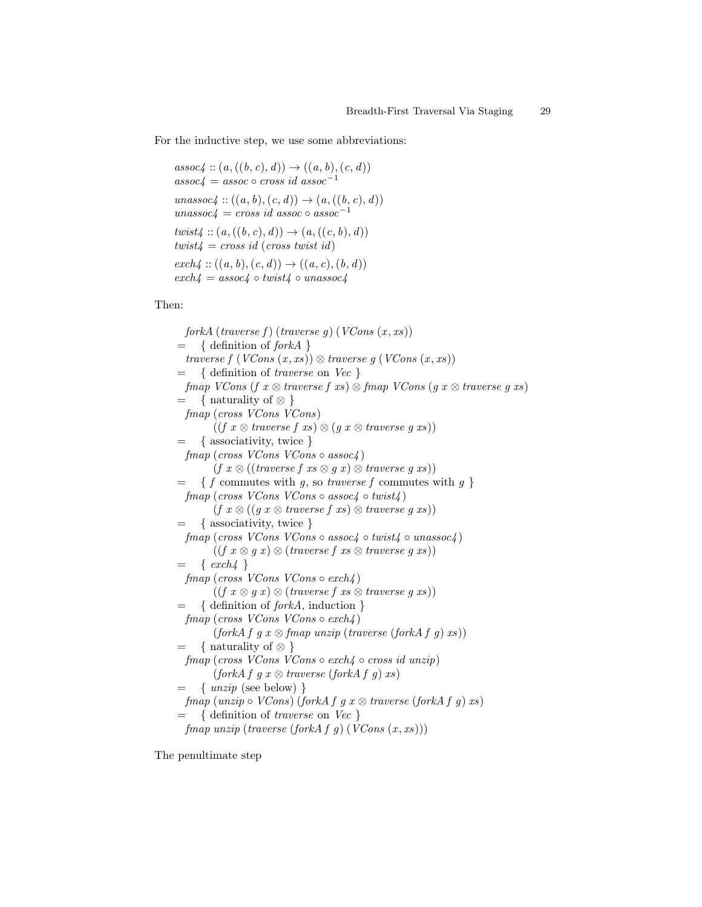For the inductive step, we use some abbreviations:

$$
\begin{aligned}
&\mathit{assoc4} :: (a, ((b, c), d)) \to ((a, b), (c, d)) \\
&\mathit{assoc4} = \mathit{assoc} \circ \mathit{cross}\ \mathit{id}\ \mathit{assoc}^{-1} \\
&\mathit{unassoc4} :: ((a, b), (c, d)) \to (a, ((b, c), d)) \\
&\mathit{unassoc4} = \mathit{cross}\ \mathit{id}\ \mathit{assoc} \circ \mathit{assoc}^{-1} \\
&\mathit{twist4} :: (a, ((b, c), d)) \to (a, ((c, b), d)) \\
&\mathit{twist4} = \mathit{cross}\ \mathit{id}\ (\mathit{cross}\ \mathit{twist}\ \mathit{id}) \\
&\mathit{exch4} :: ((a, b), (c, d)) \to ((a, c), (b, d)) \\
&\mathit{exch4} = \mathit{assoc4} \circ \mathit{twist4} \circ \mathit{unassoc4}
\end{aligned}
$$

Then:

$$
\begin{aligned}
&\mathit{forkA}\ (\mathit{traverse}\ f)\ (\mathit{traverse}\ g)\ (\mathit{VCons}\ (x, \mathit{xs})) \\
= \quad &\{ \text{ definition of } \mathit{forkA} \ \} \\
&\mathit{traverse}\ f\ (\mathit{VCons}\ (x, \mathit{xs})) \otimes \mathit{traverse}\ g\ (\mathit{VCons}\ (x, \mathit{xs})) \\
= \quad &\{ \text{ definition of } \mathit{traverse} \text{ on } \mathit{Vec} \ \} \\
&\mathit{fmap}\ \mathit{VCons}\ (f\ x \otimes \mathit{traverse}\ f\ \mathit{xs}) \otimes \mathit{fmap}\ \mathit{VCons}\ (g\ x \otimes \mathit{traverse}\ g\ \mathit{xs}) \\
= \quad &\{ \text{ naturality of } \otimes \ \} \\
&\mathit{fmap}\ (\mathit{cross}\ \mathit{VCons}\ \mathit{VCons}) \\
&\qquad ((f\ x \otimes \mathit{traverse}\ f\ \mathit{xs}) \otimes (g\ x \otimes \mathit{traverse}\ g\ \mathit{xs})) \\
= \quad &\{ \text{ associativity, twice } \} \\
&\mathit{fmap}\ (\mathit{cross}\ \mathit{VCons}\ \mathit{VCons} \circ \mathit{assoc4}) \\
&\qquad (f\ x \otimes ((\mathit{traverse}\ f\ \mathit{xs} \otimes g\ x) \otimes \mathit{traverse}\ g\ \mathit{xs})) \\
= \quad &\{ f \text{ commutes with } g\text{, so } \mathit{traverse}\ f \text{ commutes with } g \ \} \\
&\mathit{fmap}\ (\mathit{cross}\ \mathit{VCons}\ \mathit{VCons} \circ \mathit{assoc4} \circ \mathit{twist4}) \\
&\qquad (f\ x \otimes ((g\ x \otimes \mathit{traverse}\ f\ \mathit{xs}) \otimes \mathit{traverse}\ g\ \mathit{xs})) \\
= \quad &\{ \text{ associativity, twice } \} \\
&\mathit{fmap}\ (\mathit{cross}\ \mathit{VCons}\ \mathit{VCons} \circ \mathit{assoc4} \circ \mathit{twist4} \circ \mathit{unassoc4}) \\
&\qquad ((f\ x \otimes g\ x) \otimes (\mathit{traverse}\ f\ \mathit{xs} \otimes \mathit{traverse}\ g\ \mathit{xs})) \\
= \quad &\{ \ \mathit{exch4} \ \} \\
&\mathit{fmap}\ (\mathit{cross}\ \mathit{VCons}\ \mathit{VCons} \circ \mathit{exch4}) \\
&\qquad ((f\ x \otimes g\ x) \otimes (\mathit{traverse}\ f\ \mathit{xs} \otimes \mathit{traverse}\ g\ \mathit{xs})) \\
= \quad &\{ \text{ definition of } \mathit{forkA}\text{, induction } \} \\
&\mathit{fmap}\ (\mathit{cross}\ \mathit{VCons}\ \mathit{VCons} \circ \mathit{exch4}) \\
&\qquad (\mathit{forkA}\ f\ g\ x \otimes \mathit{fmap}\ \mathit{unzip}\ (\mathit{traverse}\ (\mathit{forkA}\ f\ g)\ \mathit{xs})) \\
= \quad &\{ \text{ naturality of } \otimes \ \} \\
&\mathit{fmap}\ (\mathit{cross}\ \mathit{VCons}\ \mathit{VCons} \circ \mathit{exch4} \circ \mathit{cross}\ \mathit{id}\ \mathit{unzip}) \\
&\qquad (\mathit{forkA}\ f\ g\ x \otimes \mathit{traverse}\ (\mathit{forkA}\ f\ g)\ \mathit{xs}) \\
= \quad &\{ \ \mathit{unzip} \text{ (see below) } \} \\
&\mathit{fmap}\ (\mathit{unzip} \circ \mathit{VCons})\ (\mathit{forkA}\ f\ g\ x \otimes \mathit{traverse}\ (\mathit{forkA}\ f\ g)\ \mathit{xs}) \\
= \quad &\{ \text{ definition of } \mathit{traverse} \text{ on } \mathit{Vec} \ \} \\
&\mathit{fmap}\ \mathit{unzip}\ (\mathit{traverse}\ (\mathit{forkA}\ f\ g)\ (\mathit{VCons}\ (x, \mathit{xs})))
\end{aligned}
$$

The penultimate step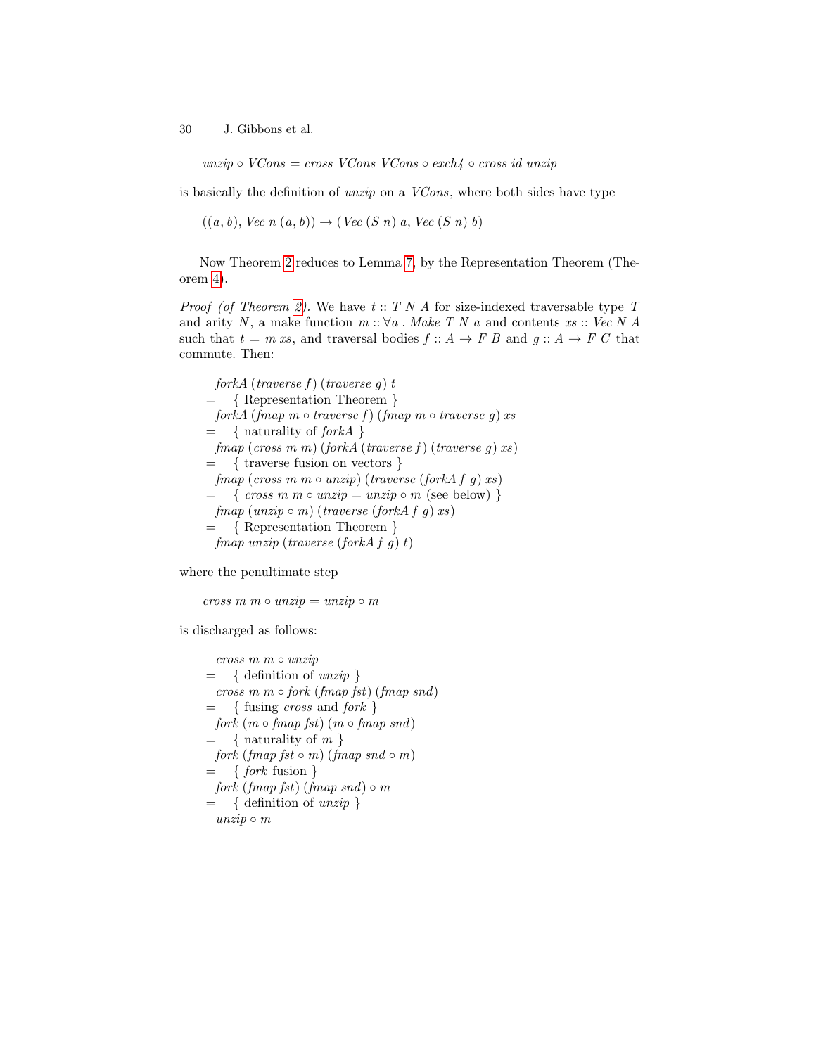$$unzip \circ VCons = cross\ VCons\ VCons \circ exch4 \circ cross\ id\ unzip$$

is basically the definition of *unzip* on a *VCons*, where both sides have type

$$((a, b), Vec\ n\ (a, b)) \rightarrow (Vec\ (S\ n)\ a, Vec\ (S\ n)\ b)$$

Now Theorem 2 reduces to Lemma 7, by the Representation Theorem (Theorem 4).

*Proof (of Theorem 2).* We have $t :: T\ N\ A$ for size-indexed traversable type $T$ and arity $N$, a make function $m :: \forall a\ .\ Make\ T\ N\ a$ and contents $xs :: Vec\ N\ A$ such that $t = m\ xs$, and traversal bodies $f :: A \rightarrow F\ B$ and $g :: A \rightarrow F\ C$ that commute. Then:

$$
\begin{array}{ll}
 & forkA\ (traverse\ f)\ (traverse\ g)\ t \\
= & \{\ \text{Representation Theorem}\ \} \\
 & forkA\ (fmap\ m \circ traverse\ f)\ (fmap\ m \circ traverse\ g)\ xs \\
= & \{\ \text{naturality of } forkA\ \} \\
 & fmap\ (cross\ m\ m)\ (forkA\ (traverse\ f)\ (traverse\ g)\ xs) \\
= & \{\ \text{traverse fusion on vectors}\ \} \\
 & fmap\ (cross\ m\ m \circ unzip)\ (traverse\ (forkA\ f\ g)\ xs) \\
= & \{\ cross\ m\ m \circ unzip = unzip \circ m \text{ (see below)}\ \} \\
 & fmap\ (unzip \circ m)\ (traverse\ (forkA\ f\ g)\ xs) \\
= & \{\ \text{Representation Theorem}\ \} \\
 & fmap\ unzip\ (traverse\ (forkA\ f\ g)\ t)
\end{array}
$$

where the penultimate step

$$cross\ m\ m \circ unzip = unzip \circ m$$

is discharged as follows:

$$
\begin{array}{ll}
 & cross\ m\ m \circ unzip \\
= & \{\ \text{definition of } unzip\ \} \\
 & cross\ m\ m \circ fork\ (fmap\ fst)\ (fmap\ snd) \\
= & \{\ \text{fusing } cross \text{ and } fork\ \} \\
 & fork\ (m \circ fmap\ fst)\ (m \circ fmap\ snd) \\
= & \{\ \text{naturality of } m\ \} \\
 & fork\ (fmap\ fst \circ m)\ (fmap\ snd \circ m) \\
= & \{\ fork \text{ fusion}\ \} \\
 & fork\ (fmap\ fst)\ (fmap\ snd) \circ m \\
= & \{\ \text{definition of } unzip\ \} \\
 & unzip \circ m
\end{array}
$$